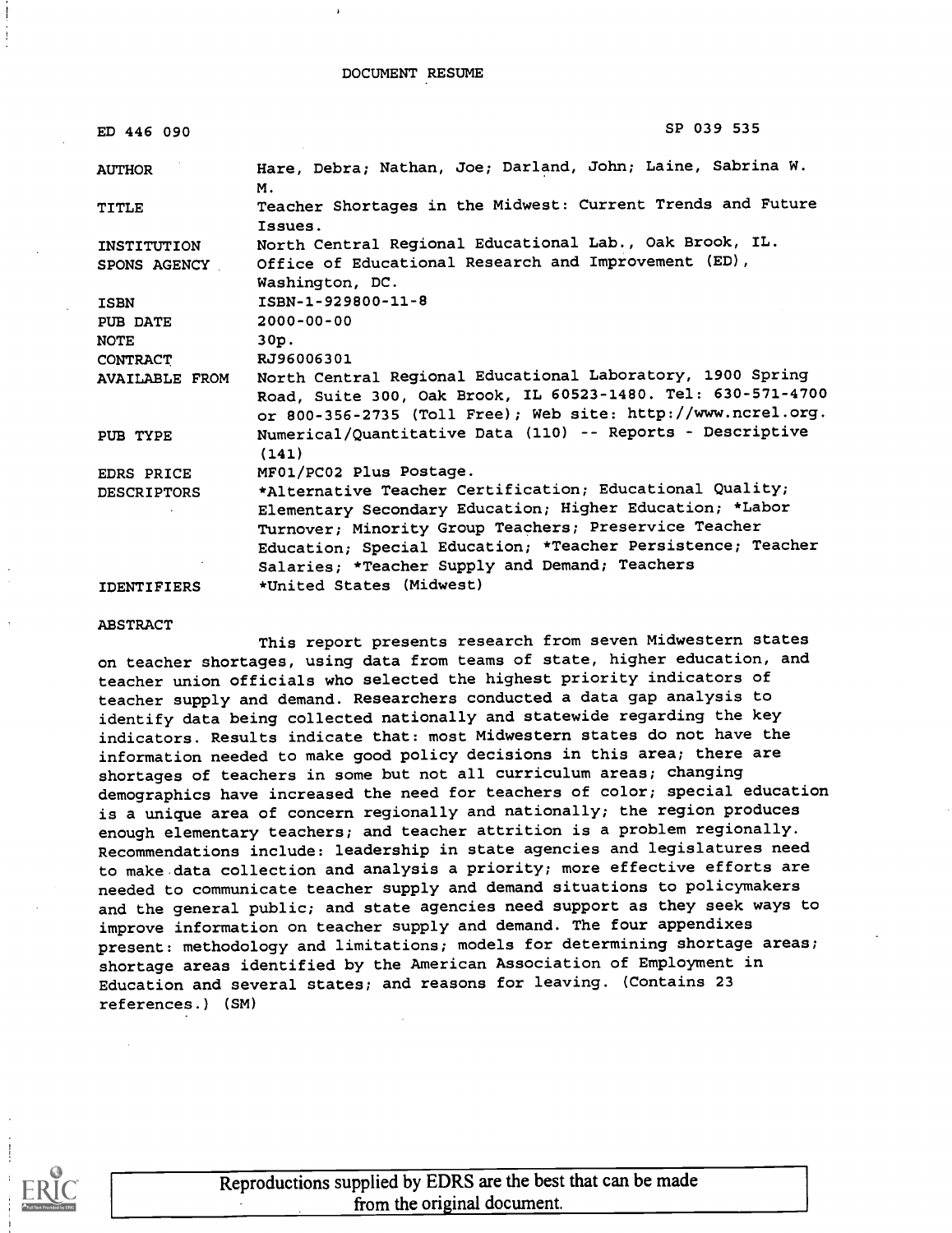DOCUMENT RESUME

| | |
|---|---|
| ED 446 090 | SP 039 535 |
| AUTHOR | Hare, Debra; Nathan, Joe; Darland, John; Laine, Sabrina W. M. |
| TITLE | Teacher Shortages in the Midwest: Current Trends and Future Issues. |
| INSTITUTION | North Central Regional Educational Lab., Oak Brook, IL. |
| SPONS AGENCY | Office of Educational Research and Improvement (ED), Washington, DC. |
| ISBN | ISBN-1-929800-11-8 |
| PUB DATE | 2000-00-00 |
| NOTE | 30p. |
| CONTRACT | RJ96006301 |
| AVAILABLE FROM | North Central Regional Educational Laboratory, 1900 Spring Road, Suite 300, Oak Brook, IL 60523-1480. Tel: 630-571-4700 or 800-356-2735 (Toll Free); Web site: http://www.ncrel.org. |
| PUB TYPE | Numerical/Quantitative Data (110) -- Reports - Descriptive (141) |
| EDRS PRICE | MF01/PC02 Plus Postage. |
| DESCRIPTORS | *Alternative Teacher Certification; Educational Quality; Elementary Secondary Education; Higher Education; *Labor Turnover; Minority Group Teachers; Preservice Teacher Education; Special Education; *Teacher Persistence; Teacher Salaries; *Teacher Supply and Demand; Teachers |
| IDENTIFIERS | *United States (Midwest) |

ABSTRACT

This report presents research from seven Midwestern states on teacher shortages, using data from teams of state, higher education, and teacher union officials who selected the highest priority indicators of teacher supply and demand. Researchers conducted a data gap analysis to identify data being collected nationally and statewide regarding the key indicators. Results indicate that: most Midwestern states do not have the information needed to make good policy decisions in this area; there are shortages of teachers in some but not all curriculum areas; changing demographics have increased the need for teachers of color; special education is a unique area of concern regionally and nationally; the region produces enough elementary teachers; and teacher attrition is a problem regionally. Recommendations include: leadership in state agencies and legislatures need to make data collection and analysis a priority; more effective efforts are needed to communicate teacher supply and demand situations to policymakers and the general public; and state agencies need support as they seek ways to improve information on teacher supply and demand. The four appendixes present: methodology and limitations; models for determining shortage areas; shortage areas identified by the American Association of Employment in Education and several states; and reasons for leaving. (Contains 23 references.) (SM)

Reproductions supplied by EDRS are the best that can be made from the original document.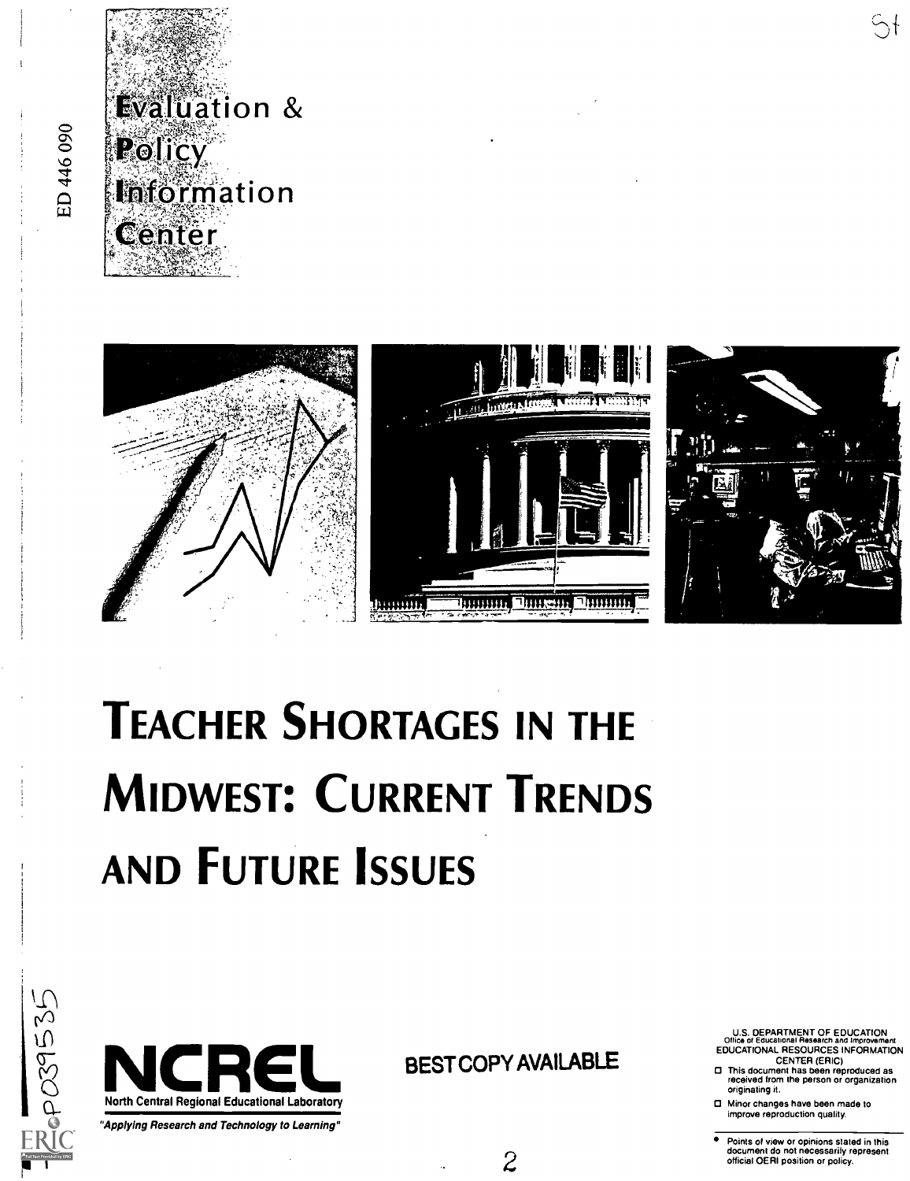ED 446 090

# Evaluation & Policy Information Center

# TEACHER SHORTAGES IN THE MIDWEST: CURRENT TRENDS AND FUTURE ISSUES

NCREL
North Central Regional Educational Laboratory
*"Applying Research and Technology to Learning"*

BEST COPY AVAILABLE

U.S. DEPARTMENT OF EDUCATION
Office of Educational Research and Improvement
EDUCATIONAL RESOURCES INFORMATION CENTER (ERIC)

- This document has been reproduced as received from the person or organization originating it.
- Minor changes have been made to improve reproduction quality.

- Points of view or opinions stated in this document do not necessarily represent official OERI position or policy.

SP039535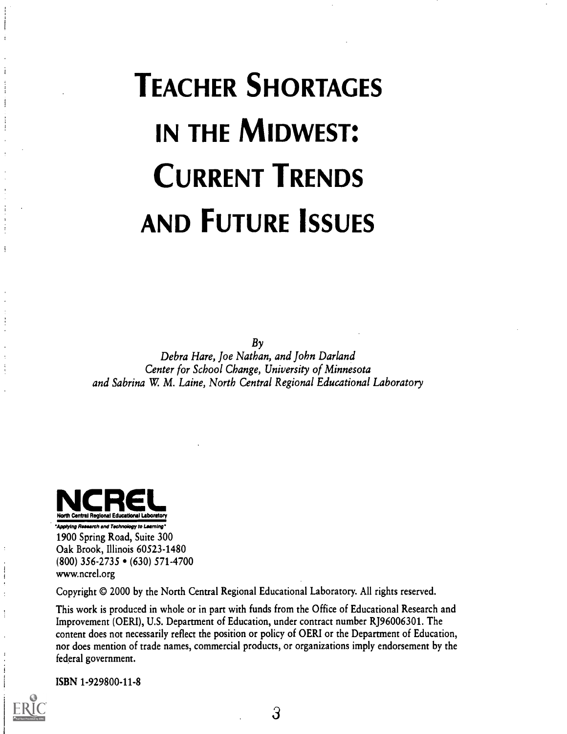# Teacher Shortages in the Midwest: Current Trends and Future Issues

*By*

*Debra Hare, Joe Nathan, and John Darland*
*Center for School Change, University of Minnesota*
*and Sabrina W. M. Laine, North Central Regional Educational Laboratory*

**NCREL**
North Central Regional Educational Laboratory
*"Applying Research and Technology to Learning"*
1900 Spring Road, Suite 300
Oak Brook, Illinois 60523-1480
(800) 356-2735 • (630) 571-4700
www.ncrel.org

Copyright © 2000 by the North Central Regional Educational Laboratory. All rights reserved.

This work is produced in whole or in part with funds from the Office of Educational Research and Improvement (OERI), U.S. Department of Education, under contract number RJ96006301. The content does not necessarily reflect the position or policy of OERI or the Department of Education, nor does mention of trade names, commercial products, or organizations imply endorsement by the federal government.

ISBN 1-929800-11-8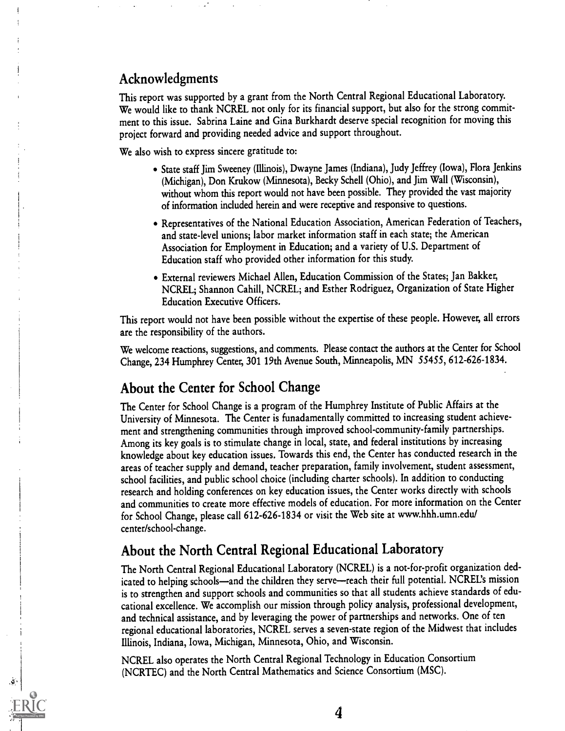## Acknowledgments

This report was supported by a grant from the North Central Regional Educational Laboratory. We would like to thank NCREL not only for its financial support, but also for the strong commitment to this issue. Sabrina Laine and Gina Burkhardt deserve special recognition for moving this project forward and providing needed advice and support throughout.

We also wish to express sincere gratitude to:

- State staff Jim Sweeney (Illinois), Dwayne James (Indiana), Judy Jeffrey (Iowa), Flora Jenkins (Michigan), Don Krukow (Minnesota), Becky Schell (Ohio), and Jim Wall (Wisconsin), without whom this report would not have been possible. They provided the vast majority of information included herein and were receptive and responsive to questions.
- Representatives of the National Education Association, American Federation of Teachers, and state-level unions; labor market information staff in each state; the American Association for Employment in Education; and a variety of U.S. Department of Education staff who provided other information for this study.
- External reviewers Michael Allen, Education Commission of the States; Jan Bakker, NCREL; Shannon Cahill, NCREL; and Esther Rodriguez, Organization of State Higher Education Executive Officers.

This report would not have been possible without the expertise of these people. However, all errors are the responsibility of the authors.

We welcome reactions, suggestions, and comments. Please contact the authors at the Center for School Change, 234 Humphrey Center, 301 19th Avenue South, Minneapolis, MN 55455, 612-626-1834.

## About the Center for School Change

The Center for School Change is a program of the Humphrey Institute of Public Affairs at the University of Minnesota. The Center is funadamentally committed to increasing student achievement and strengthening communities through improved school-community-family partnerships. Among its key goals is to stimulate change in local, state, and federal institutions by increasing knowledge about key education issues. Towards this end, the Center has conducted research in the areas of teacher supply and demand, teacher preparation, family involvement, student assessment, school facilities, and public school choice (including charter schools). In addition to conducting research and holding conferences on key education issues, the Center works directly with schools and communities to create more effective models of education. For more information on the Center for School Change, please call 612-626-1834 or visit the Web site at www.hhh.umn.edu/center/school-change.

## About the North Central Regional Educational Laboratory

The North Central Regional Educational Laboratory (NCREL) is a not-for-profit organization dedicated to helping schools—and the children they serve—reach their full potential. NCREL's mission is to strengthen and support schools and communities so that all students achieve standards of educational excellence. We accomplish our mission through policy analysis, professional development, and technical assistance, and by leveraging the power of partnerships and networks. One of ten regional educational laboratories, NCREL serves a seven-state region of the Midwest that includes Illinois, Indiana, Iowa, Michigan, Minnesota, Ohio, and Wisconsin.

NCREL also operates the North Central Regional Technology in Education Consortium (NCRTEC) and the North Central Mathematics and Science Consortium (MSC).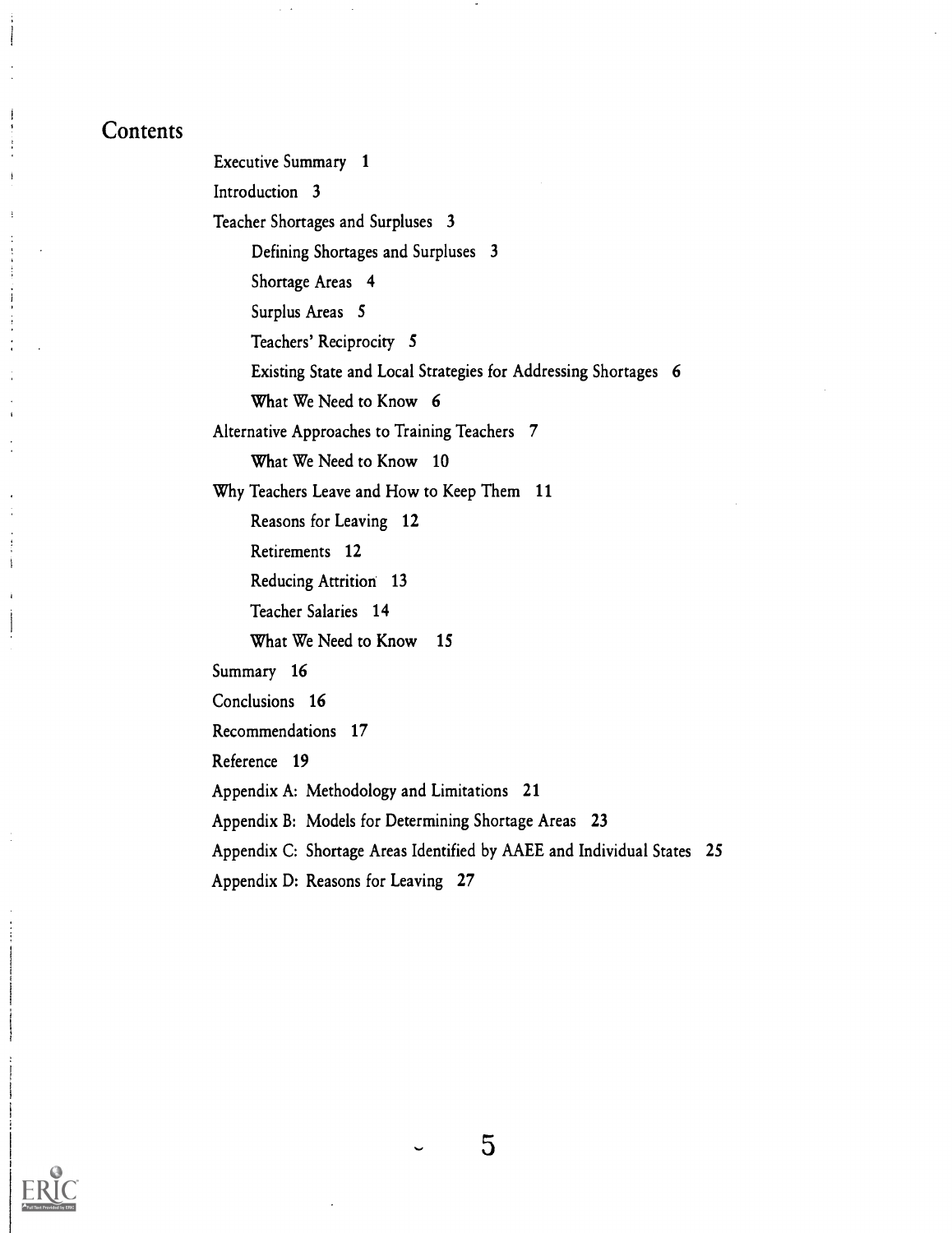## Contents

Executive Summary 1

Introduction 3

Teacher Shortages and Surpluses 3

- Defining Shortages and Surpluses 3
- Shortage Areas 4
- Surplus Areas 5
- Teachers' Reciprocity 5
- Existing State and Local Strategies for Addressing Shortages 6
- What We Need to Know 6

Alternative Approaches to Training Teachers 7

- What We Need to Know 10

Why Teachers Leave and How to Keep Them 11

- Reasons for Leaving 12
- Retirements 12
- Reducing Attrition 13
- Teacher Salaries 14
- What We Need to Know 15

Summary 16

Conclusions 16

Recommendations 17

Reference 19

Appendix A: Methodology and Limitations 21

Appendix B: Models for Determining Shortage Areas 23

Appendix C: Shortage Areas Identified by AAEE and Individual States 25

Appendix D: Reasons for Leaving 27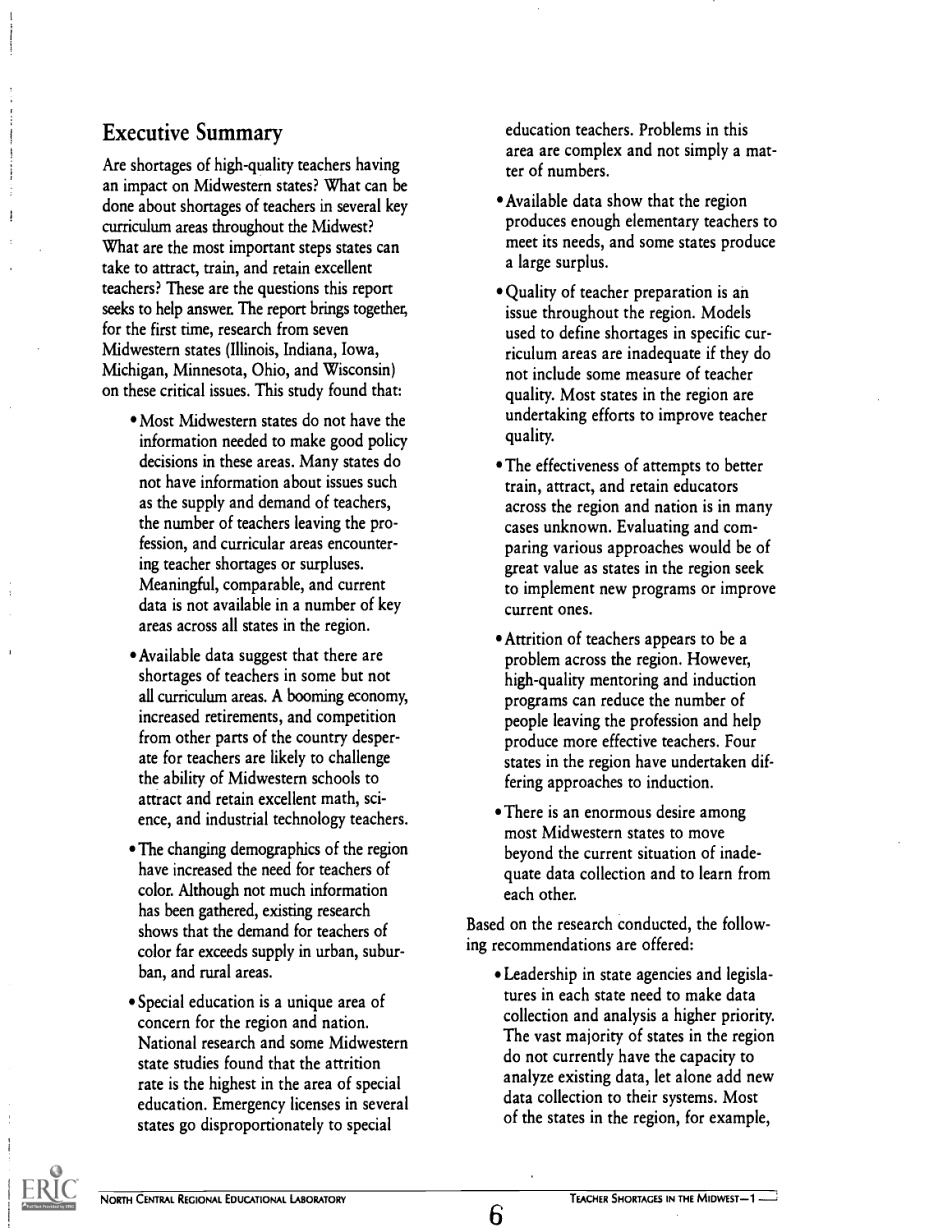## Executive Summary

Are shortages of high-quality teachers having an impact on Midwestern states? What can be done about shortages of teachers in several key curriculum areas throughout the Midwest? What are the most important steps states can take to attract, train, and retain excellent teachers? These are the questions this report seeks to help answer. The report brings together, for the first time, research from seven Midwestern states (Illinois, Indiana, Iowa, Michigan, Minnesota, Ohio, and Wisconsin) on these critical issues. This study found that:

- Most Midwestern states do not have the information needed to make good policy decisions in these areas. Many states do not have information about issues such as the supply and demand of teachers, the number of teachers leaving the profession, and curricular areas encountering teacher shortages or surpluses. Meaningful, comparable, and current data is not available in a number of key areas across all states in the region.
- Available data suggest that there are shortages of teachers in some but not all curriculum areas. A booming economy, increased retirements, and competition from other parts of the country desperate for teachers are likely to challenge the ability of Midwestern schools to attract and retain excellent math, science, and industrial technology teachers.
- The changing demographics of the region have increased the need for teachers of color. Although not much information has been gathered, existing research shows that the demand for teachers of color far exceeds supply in urban, suburban, and rural areas.
- Special education is a unique area of concern for the region and nation. National research and some Midwestern state studies found that the attrition rate is the highest in the area of special education. Emergency licenses in several states go disproportionately to special education teachers. Problems in this area are complex and not simply a matter of numbers.
- Available data show that the region produces enough elementary teachers to meet its needs, and some states produce a large surplus.
- Quality of teacher preparation is an issue throughout the region. Models used to define shortages in specific curriculum areas are inadequate if they do not include some measure of teacher quality. Most states in the region are undertaking efforts to improve teacher quality.
- The effectiveness of attempts to better train, attract, and retain educators across the region and nation is in many cases unknown. Evaluating and comparing various approaches would be of great value as states in the region seek to implement new programs or improve current ones.
- Attrition of teachers appears to be a problem across the region. However, high-quality mentoring and induction programs can reduce the number of people leaving the profession and help produce more effective teachers. Four states in the region have undertaken differing approaches to induction.
- There is an enormous desire among most Midwestern states to move beyond the current situation of inadequate data collection and to learn from each other.

Based on the research conducted, the following recommendations are offered:

- Leadership in state agencies and legislatures in each state need to make data collection and analysis a higher priority. The vast majority of states in the region do not currently have the capacity to analyze existing data, let alone add new data collection to their systems. Most of the states in the region, for example,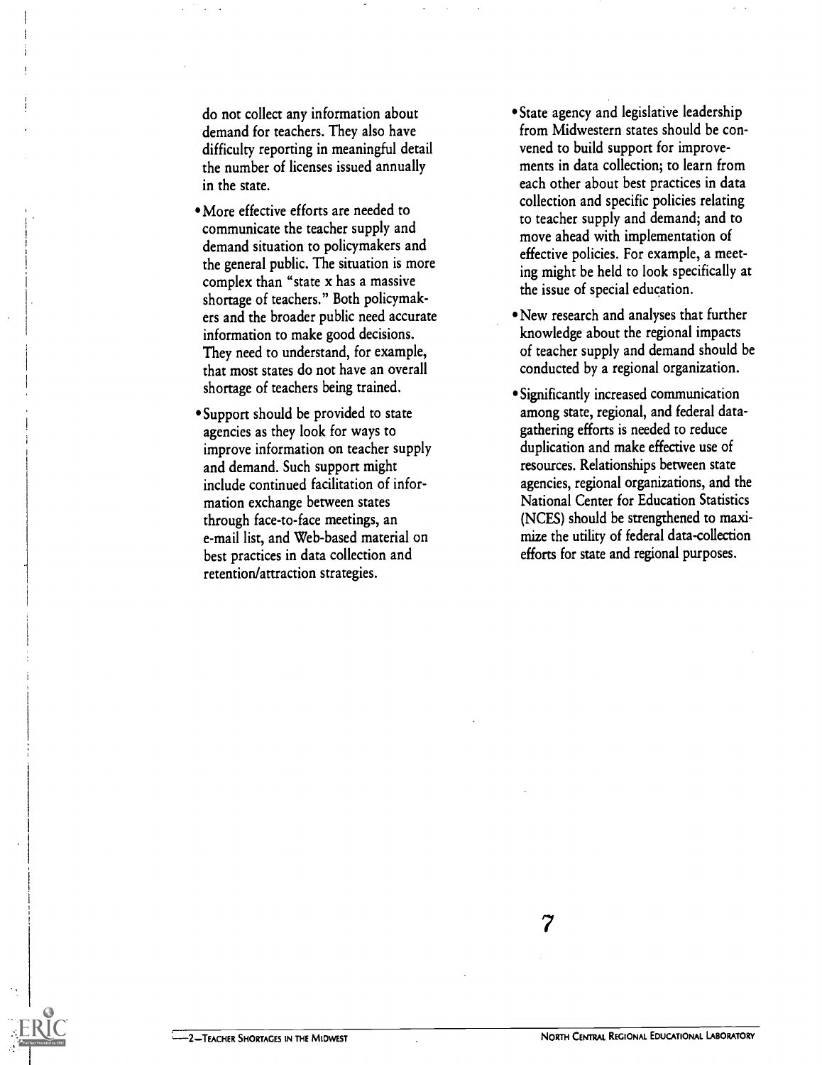do not collect any information about demand for teachers. They also have difficulty reporting in meaningful detail the number of licenses issued annually in the state.

- More effective efforts are needed to communicate the teacher supply and demand situation to policymakers and the general public. The situation is more complex than "state x has a massive shortage of teachers." Both policymakers and the broader public need accurate information to make good decisions. They need to understand, for example, that most states do not have an overall shortage of teachers being trained.
- Support should be provided to state agencies as they look for ways to improve information on teacher supply and demand. Such support might include continued facilitation of information exchange between states through face-to-face meetings, an e-mail list, and Web-based material on best practices in data collection and retention/attraction strategies.
- State agency and legislative leadership from Midwestern states should be convened to build support for improvements in data collection; to learn from each other about best practices in data collection and specific policies relating to teacher supply and demand; and to move ahead with implementation of effective policies. For example, a meeting might be held to look specifically at the issue of special education.
- New research and analyses that further knowledge about the regional impacts of teacher supply and demand should be conducted by a regional organization.
- Significantly increased communication among state, regional, and federal data-gathering efforts is needed to reduce duplication and make effective use of resources. Relationships between state agencies, regional organizations, and the National Center for Education Statistics (NCES) should be strengthened to maximize the utility of federal data-collection efforts for state and regional purposes.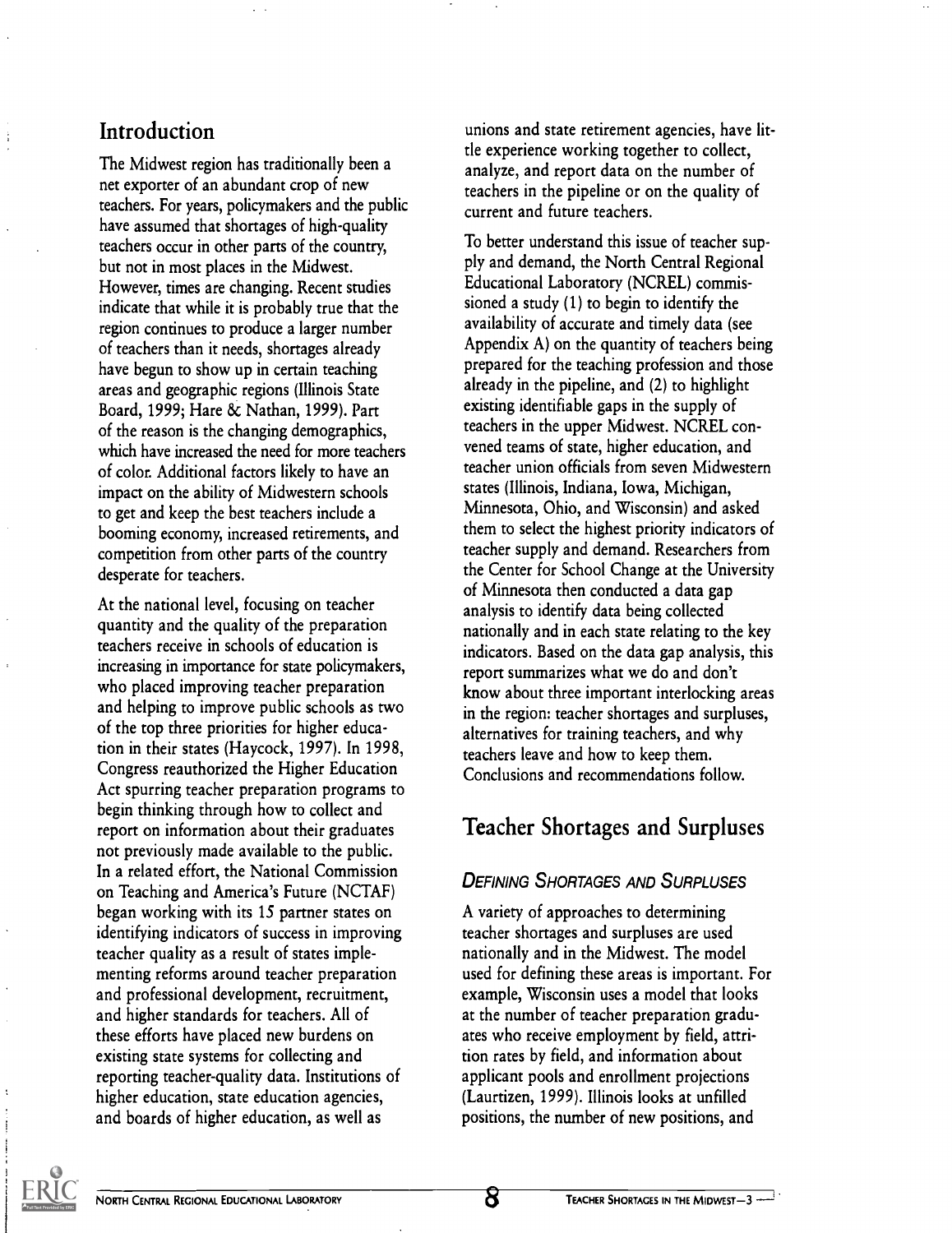## Introduction

The Midwest region has traditionally been a net exporter of an abundant crop of new teachers. For years, policymakers and the public have assumed that shortages of high-quality teachers occur in other parts of the country, but not in most places in the Midwest. However, times are changing. Recent studies indicate that while it is probably true that the region continues to produce a larger number of teachers than it needs, shortages already have begun to show up in certain teaching areas and geographic regions (Illinois State Board, 1999; Hare & Nathan, 1999). Part of the reason is the changing demographics, which have increased the need for more teachers of color. Additional factors likely to have an impact on the ability of Midwestern schools to get and keep the best teachers include a booming economy, increased retirements, and competition from other parts of the country desperate for teachers.

At the national level, focusing on teacher quantity and the quality of the preparation teachers receive in schools of education is increasing in importance for state policymakers, who placed improving teacher preparation and helping to improve public schools as two of the top three priorities for higher education in their states (Haycock, 1997). In 1998, Congress reauthorized the Higher Education Act spurring teacher preparation programs to begin thinking through how to collect and report on information about their graduates not previously made available to the public. In a related effort, the National Commission on Teaching and America's Future (NCTAF) began working with its 15 partner states on identifying indicators of success in improving teacher quality as a result of states implementing reforms around teacher preparation and professional development, recruitment, and higher standards for teachers. All of these efforts have placed new burdens on existing state systems for collecting and reporting teacher-quality data. Institutions of higher education, state education agencies, and boards of higher education, as well as unions and state retirement agencies, have little experience working together to collect, analyze, and report data on the number of teachers in the pipeline or on the quality of current and future teachers.

To better understand this issue of teacher supply and demand, the North Central Regional Educational Laboratory (NCREL) commissioned a study (1) to begin to identify the availability of accurate and timely data (see Appendix A) on the quantity of teachers being prepared for the teaching profession and those already in the pipeline, and (2) to highlight existing identifiable gaps in the supply of teachers in the upper Midwest. NCREL convened teams of state, higher education, and teacher union officials from seven Midwestern states (Illinois, Indiana, Iowa, Michigan, Minnesota, Ohio, and Wisconsin) and asked them to select the highest priority indicators of teacher supply and demand. Researchers from the Center for School Change at the University of Minnesota then conducted a data gap analysis to identify data being collected nationally and in each state relating to the key indicators. Based on the data gap analysis, this report summarizes what we do and don't know about three important interlocking areas in the region: teacher shortages and surpluses, alternatives for training teachers, and why teachers leave and how to keep them. Conclusions and recommendations follow.

## Teacher Shortages and Surpluses

### Defining Shortages and Surpluses

A variety of approaches to determining teacher shortages and surpluses are used nationally and in the Midwest. The model used for defining these areas is important. For example, Wisconsin uses a model that looks at the number of teacher preparation graduates who receive employment by field, attrition rates by field, and information about applicant pools and enrollment projections (Laurtizen, 1999). Illinois looks at unfilled positions, the number of new positions, and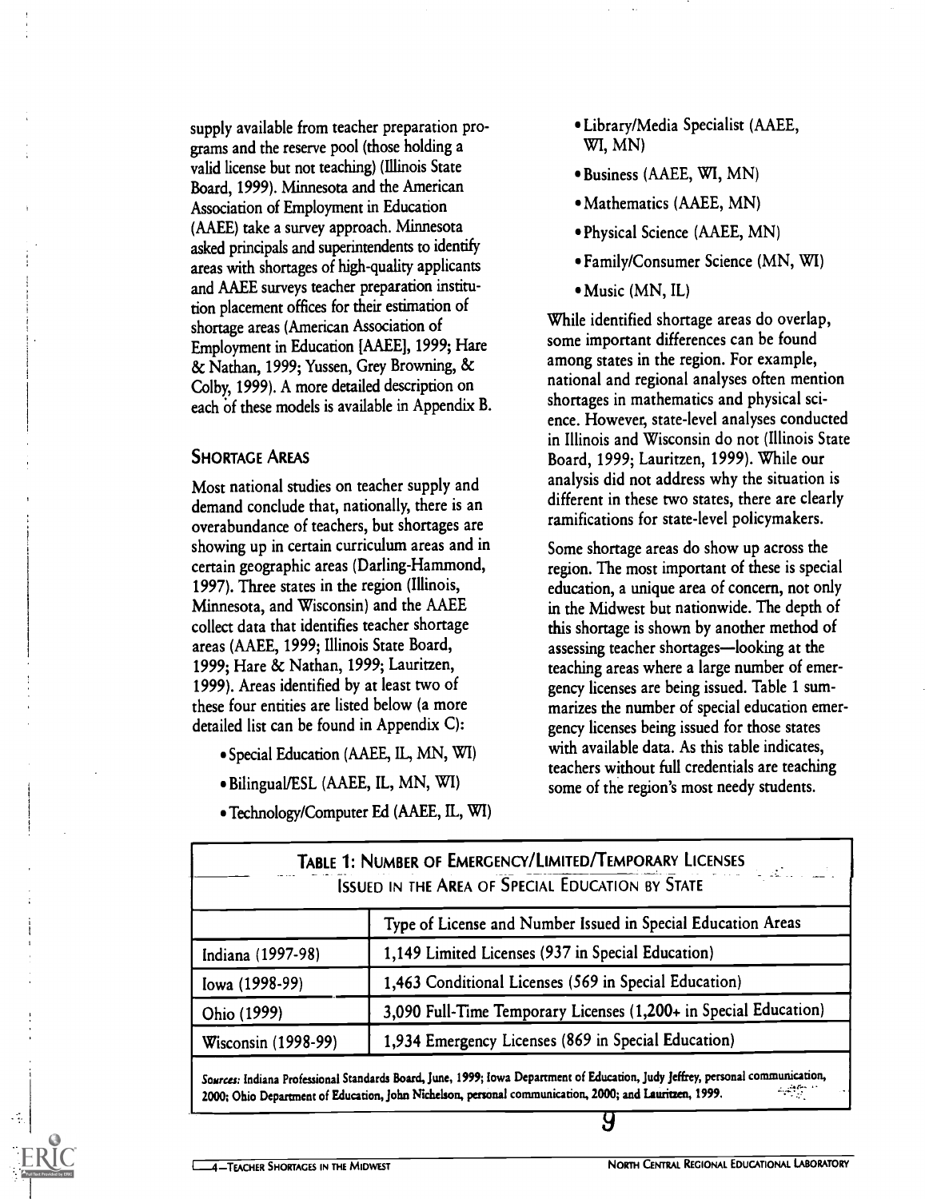supply available from teacher preparation programs and the reserve pool (those holding a valid license but not teaching) (Illinois State Board, 1999). Minnesota and the American Association of Employment in Education (AAEE) take a survey approach. Minnesota asked principals and superintendents to identify areas with shortages of high-quality applicants and AAEE surveys teacher preparation institution placement offices for their estimation of shortage areas (American Association of Employment in Education [AAEE], 1999; Hare & Nathan, 1999; Yussen, Grey Browning, & Colby, 1999). A more detailed description on each of these models is available in Appendix B.

## Shortage Areas

Most national studies on teacher supply and demand conclude that, nationally, there is an overabundance of teachers, but shortages are showing up in certain curriculum areas and in certain geographic areas (Darling-Hammond, 1997). Three states in the region (Illinois, Minnesota, and Wisconsin) and the AAEE collect data that identifies teacher shortage areas (AAEE, 1999; Illinois State Board, 1999; Hare & Nathan, 1999; Lauritzen, 1999). Areas identified by at least two of these four entities are listed below (a more detailed list can be found in Appendix C):

- Special Education (AAEE, IL, MN, WI)
- Bilingual/ESL (AAEE, IL, MN, WI)
- Technology/Computer Ed (AAEE, IL, WI)
- Library/Media Specialist (AAEE, WI, MN)
- Business (AAEE, WI, MN)
- Mathematics (AAEE, MN)
- Physical Science (AAEE, MN)
- Family/Consumer Science (MN, WI)
- Music (MN, IL)

While identified shortage areas do overlap, some important differences can be found among states in the region. For example, national and regional analyses often mention shortages in mathematics and physical science. However, state-level analyses conducted in Illinois and Wisconsin do not (Illinois State Board, 1999; Lauritzen, 1999). While our analysis did not address why the situation is different in these two states, there are clearly ramifications for state-level policymakers.

Some shortage areas do show up across the region. The most important of these is special education, a unique area of concern, not only in the Midwest but nationwide. The depth of this shortage is shown by another method of assessing teacher shortages—looking at the teaching areas where a large number of emergency licenses are being issued. Table 1 summarizes the number of special education emergency licenses being issued for those states with available data. As this table indicates, teachers without full credentials are teaching some of the region's most needy students.

**Table 1: Number of Emergency/Limited/Temporary Licenses Issued in the Area of Special Education by State**

| | Type of License and Number Issued in Special Education Areas |
|---|---|
| Indiana (1997-98) | 1,149 Limited Licenses (937 in Special Education) |
| Iowa (1998-99) | 1,463 Conditional Licenses (569 in Special Education) |
| Ohio (1999) | 3,090 Full-Time Temporary Licenses (1,200+ in Special Education) |
| Wisconsin (1998-99) | 1,934 Emergency Licenses (869 in Special Education) |

*Sources:* Indiana Professional Standards Board, June, 1999; Iowa Department of Education, Judy Jeffrey, personal communication, 2000; Ohio Department of Education, John Nichelson, personal communication, 2000; and Lauritzen, 1999.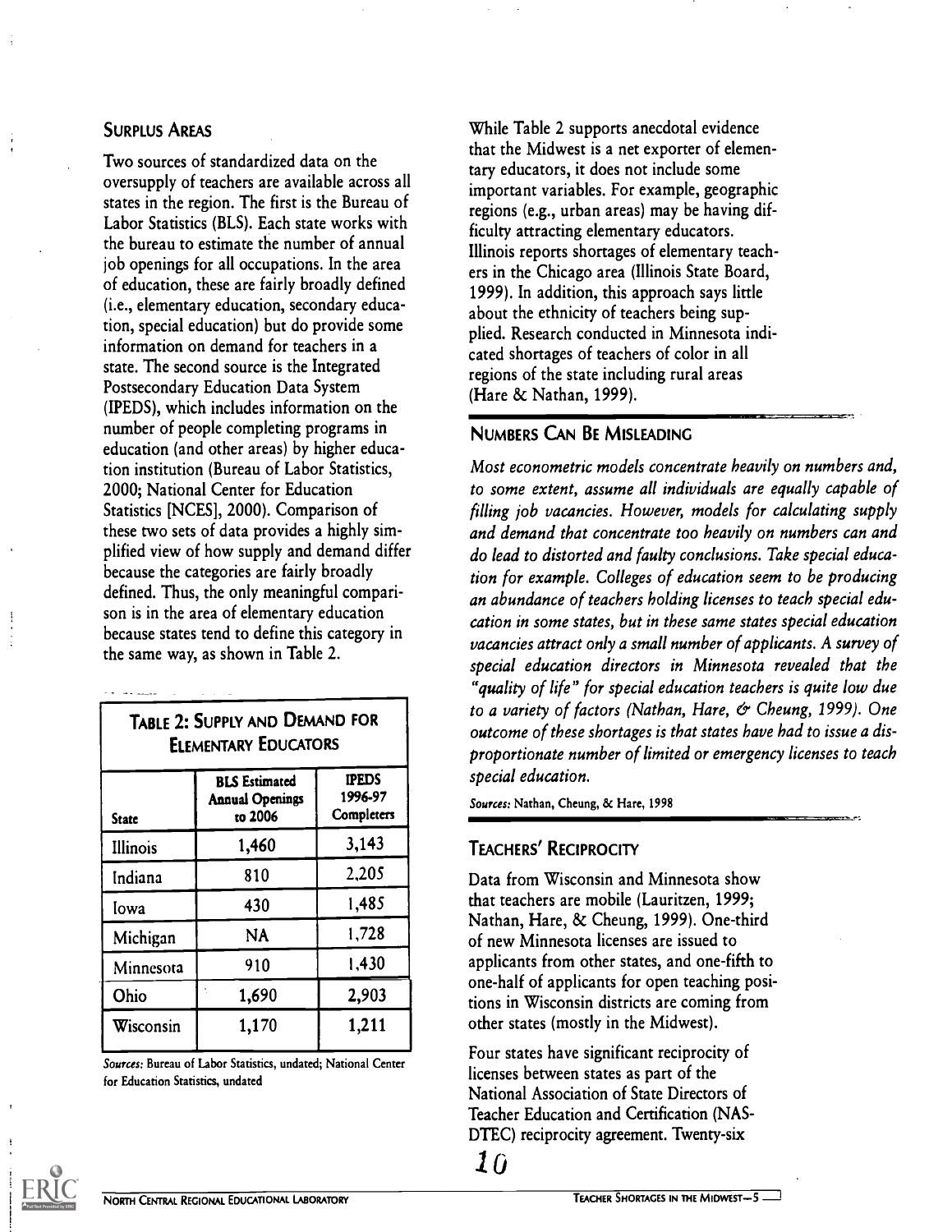## Surplus Areas

Two sources of standardized data on the oversupply of teachers are available across all states in the region. The first is the Bureau of Labor Statistics (BLS). Each state works with the bureau to estimate the number of annual job openings for all occupations. In the area of education, these are fairly broadly defined (i.e., elementary education, secondary education, special education) but do provide some information on demand for teachers in a state. The second source is the Integrated Postsecondary Education Data System (IPEDS), which includes information on the number of people completing programs in education (and other areas) by higher education institution (Bureau of Labor Statistics, 2000; National Center for Education Statistics [NCES], 2000). Comparison of these two sets of data provides a highly simplified view of how supply and demand differ because the categories are fairly broadly defined. Thus, the only meaningful comparison is in the area of elementary education because states tend to define this category in the same way, as shown in Table 2.

**Table 2: Supply and Demand for Elementary Educators**

| State | BLS Estimated Annual Openings to 2006 | IPEDS 1996-97 Completers |
|---|---|---|
| Illinois | 1,460 | 3,143 |
| Indiana | 810 | 2,205 |
| Iowa | 430 | 1,485 |
| Michigan | NA | 1,728 |
| Minnesota | 910 | 1,430 |
| Ohio | 1,690 | 2,903 |
| Wisconsin | 1,170 | 1,211 |

*Sources:* Bureau of Labor Statistics, undated; National Center for Education Statistics, undated

While Table 2 supports anecdotal evidence that the Midwest is a net exporter of elementary educators, it does not include some important variables. For example, geographic regions (e.g., urban areas) may be having difficulty attracting elementary educators. Illinois reports shortages of elementary teachers in the Chicago area (Illinois State Board, 1999). In addition, this approach says little about the ethnicity of teachers being supplied. Research conducted in Minnesota indicated shortages of teachers of color in all regions of the state including rural areas (Hare & Nathan, 1999).

## Numbers Can Be Misleading

*Most econometric models concentrate heavily on numbers and, to some extent, assume all individuals are equally capable of filling job vacancies. However, models for calculating supply and demand that concentrate too heavily on numbers can and do lead to distorted and faulty conclusions. Take special education for example. Colleges of education seem to be producing an abundance of teachers holding licenses to teach special education in some states, but in these same states special education vacancies attract only a small number of applicants. A survey of special education directors in Minnesota revealed that the "quality of life" for special education teachers is quite low due to a variety of factors (Nathan, Hare, & Cheung, 1999). One outcome of these shortages is that states have had to issue a disproportionate number of limited or emergency licenses to teach special education.*

*Sources:* Nathan, Cheung, & Hare, 1998

## Teachers' Reciprocity

Data from Wisconsin and Minnesota show that teachers are mobile (Lauritzen, 1999; Nathan, Hare, & Cheung, 1999). One-third of new Minnesota licenses are issued to applicants from other states, and one-fifth to one-half of applicants for open teaching positions in Wisconsin districts are coming from other states (mostly in the Midwest).

Four states have significant reciprocity of licenses between states as part of the National Association of State Directors of Teacher Education and Certification (NASDTEC) reciprocity agreement. Twenty-six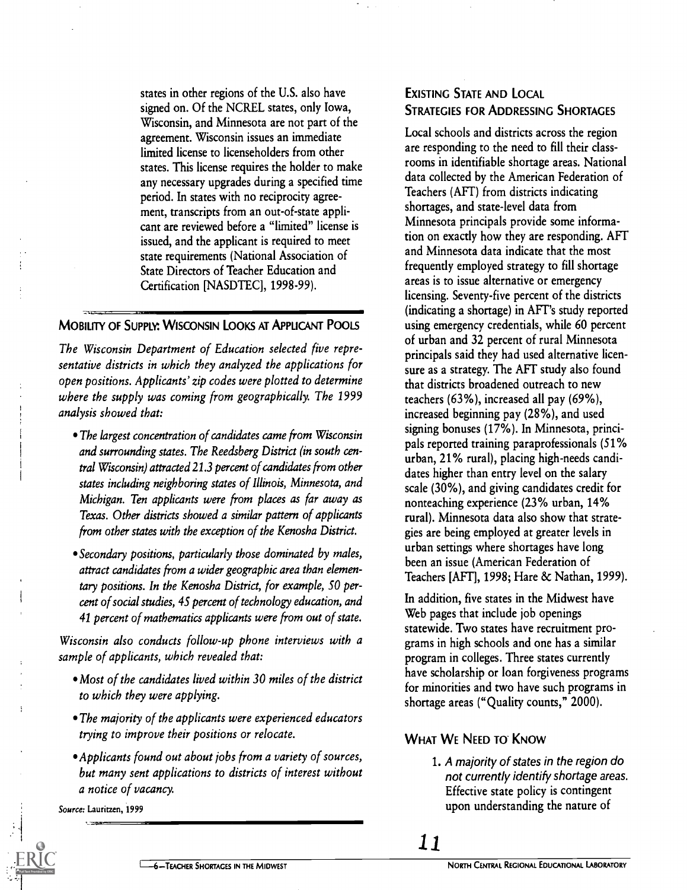states in other regions of the U.S. also have signed on. Of the NCREL states, only Iowa, Wisconsin, and Minnesota are not part of the agreement. Wisconsin issues an immediate limited license to licenseholders from other states. This license requires the holder to make any necessary upgrades during a specified time period. In states with no reciprocity agreement, transcripts from an out-of-state applicant are reviewed before a "limited" license is issued, and the applicant is required to meet state requirements (National Association of State Directors of Teacher Education and Certification [NASDTEC], 1998-99).

### Mobility of Supply: Wisconsin Looks at Applicant Pools

*The Wisconsin Department of Education selected five representative districts in which they analyzed the applications for open positions. Applicants' zip codes were plotted to determine where the supply was coming from geographically. The 1999 analysis showed that:*

- *The largest concentration of candidates came from Wisconsin and surrounding states. The Reedsberg District (in south central Wisconsin) attracted 21.3 percent of candidates from other states including neighboring states of Illinois, Minnesota, and Michigan. Ten applicants were from places as far away as Texas. Other districts showed a similar pattern of applicants from other states with the exception of the Kenosha District.*
- *Secondary positions, particularly those dominated by males, attract candidates from a wider geographic area than elementary positions. In the Kenosha District, for example, 50 percent of social studies, 45 percent of technology education, and 41 percent of mathematics applicants were from out of state.*

*Wisconsin also conducts follow-up phone interviews with a sample of applicants, which revealed that:*

- *Most of the candidates lived within 30 miles of the district to which they were applying.*
- *The majority of the applicants were experienced educators trying to improve their positions or relocate.*
- *Applicants found out about jobs from a variety of sources, but many sent applications to districts of interest without a notice of vacancy.*

Source: Lauritzen, 1999

### Existing State and Local Strategies for Addressing Shortages

Local schools and districts across the region are responding to the need to fill their classrooms in identifiable shortage areas. National data collected by the American Federation of Teachers (AFT) from districts indicating shortages, and state-level data from Minnesota principals provide some information on exactly how they are responding. AFT and Minnesota data indicate that the most frequently employed strategy to fill shortage areas is to issue alternative or emergency licensing. Seventy-five percent of the districts (indicating a shortage) in AFT's study reported using emergency credentials, while 60 percent of urban and 32 percent of rural Minnesota principals said they had used alternative licensure as a strategy. The AFT study also found that districts broadened outreach to new teachers (63%), increased all pay (69%), increased beginning pay (28%), and used signing bonuses (17%). In Minnesota, principals reported training paraprofessionals (51% urban, 21% rural), placing high-needs candidates higher than entry level on the salary scale (30%), and giving candidates credit for nonteaching experience (23% urban, 14% rural). Minnesota data also show that strategies are being employed at greater levels in urban settings where shortages have long been an issue (American Federation of Teachers [AFT], 1998; Hare & Nathan, 1999).

In addition, five states in the Midwest have Web pages that include job openings statewide. Two states have recruitment programs in high schools and one has a similar program in colleges. Three states currently have scholarship or loan forgiveness programs for minorities and two have such programs in shortage areas ("Quality counts," 2000).

### What We Need to Know

1. *A majority of states in the region do not currently identify shortage areas.* Effective state policy is contingent upon understanding the nature of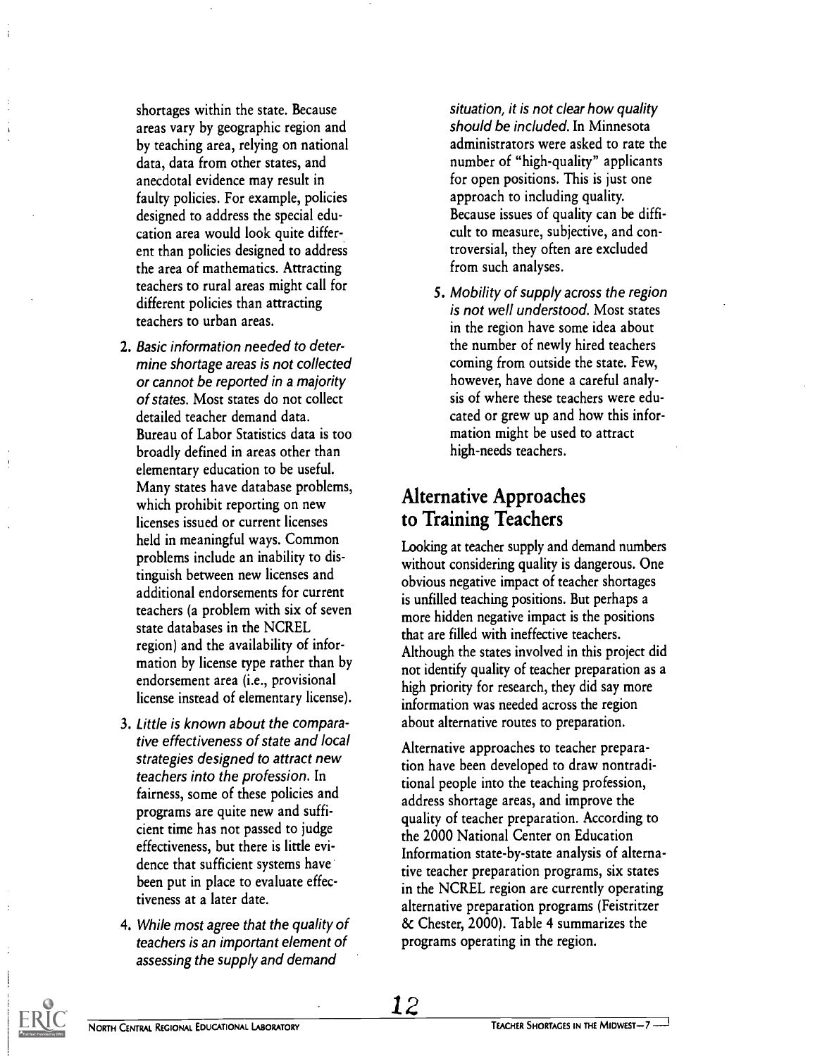shortages within the state. Because areas vary by geographic region and by teaching area, relying on national data, data from other states, and anecdotal evidence may result in faulty policies. For example, policies designed to address the special education area would look quite different than policies designed to address the area of mathematics. Attracting teachers to rural areas might call for different policies than attracting teachers to urban areas.

2. *Basic information needed to determine shortage areas is not collected or cannot be reported in a majority of states.* Most states do not collect detailed teacher demand data. Bureau of Labor Statistics data is too broadly defined in areas other than elementary education to be useful. Many states have database problems, which prohibit reporting on new licenses issued or current licenses held in meaningful ways. Common problems include an inability to distinguish between new licenses and additional endorsements for current teachers (a problem with six of seven state databases in the NCREL region) and the availability of information by license type rather than by endorsement area (i.e., provisional license instead of elementary license).

3. *Little is known about the comparative effectiveness of state and local strategies designed to attract new teachers into the profession.* In fairness, some of these policies and programs are quite new and sufficient time has not passed to judge effectiveness, but there is little evidence that sufficient systems have been put in place to evaluate effectiveness at a later date.

4. *While most agree that the quality of teachers is an important element of assessing the supply and demand situation, it is not clear how quality should be included.* In Minnesota administrators were asked to rate the number of "high-quality" applicants for open positions. This is just one approach to including quality. Because issues of quality can be difficult to measure, subjective, and controversial, they often are excluded from such analyses.

5. *Mobility of supply across the region is not well understood.* Most states in the region have some idea about the number of newly hired teachers coming from outside the state. Few, however, have done a careful analysis of where these teachers were educated or grew up and how this information might be used to attract high-needs teachers.

## Alternative Approaches to Training Teachers

Looking at teacher supply and demand numbers without considering quality is dangerous. One obvious negative impact of teacher shortages is unfilled teaching positions. But perhaps a more hidden negative impact is the positions that are filled with ineffective teachers. Although the states involved in this project did not identify quality of teacher preparation as a high priority for research, they did say more information was needed across the region about alternative routes to preparation.

Alternative approaches to teacher preparation have been developed to draw nontraditional people into the teaching profession, address shortage areas, and improve the quality of teacher preparation. According to the 2000 National Center on Education Information state-by-state analysis of alternative teacher preparation programs, six states in the NCREL region are currently operating alternative preparation programs (Feistritzer & Chester, 2000). Table 4 summarizes the programs operating in the region.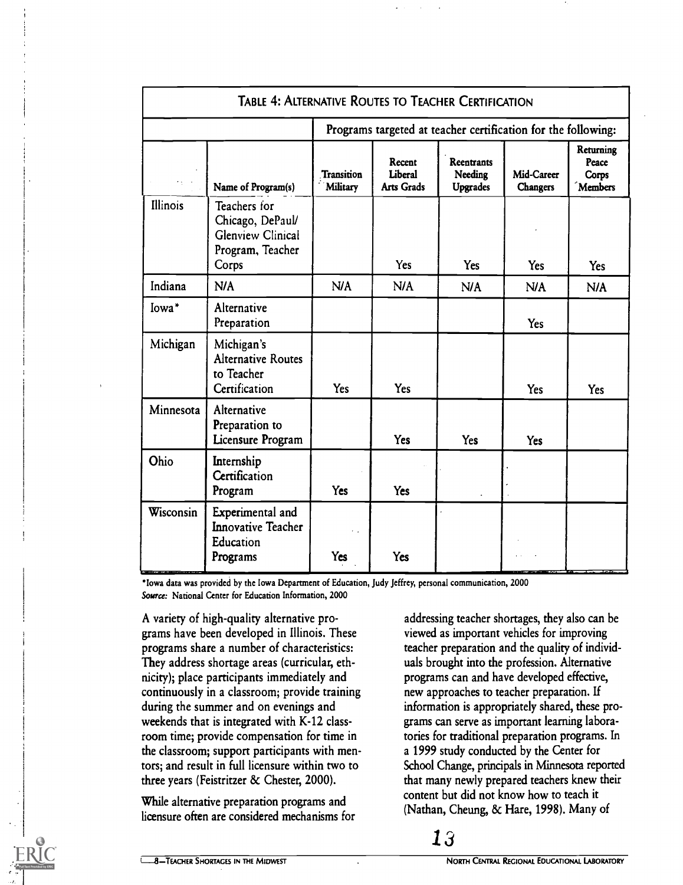| Table 4: Alternative Routes to Teacher Certification | | | | | | | |
|---|---|---|---|---|---|---|---|
| | | Programs targeted at teacher certification for the following: | | | | | |
| | Name of Program(s) | Transition Military | Recent Liberal Arts Grads | Reentrants Needing Upgrades | Mid-Career Changers | Returning Peace Corps Members |
| Illinois | Teachers for Chicago, DePaul/ Glenview Clinical Program, Teacher Corps | | Yes | Yes | Yes | Yes |
| Indiana | N/A | N/A | N/A | N/A | N/A | N/A |
| Iowa* | Alternative Preparation | | | | Yes | |
| Michigan | Michigan's Alternative Routes to Teacher Certification | Yes | Yes | | Yes | Yes |
| Minnesota | Alternative Preparation to Licensure Program | | Yes | Yes | Yes | |
| Ohio | Internship Certification Program | Yes | Yes | | | |
| Wisconsin | Experimental and Innovative Teacher Education Programs | Yes | Yes | | | |

*Iowa data was provided by the Iowa Department of Education, Judy Jeffrey, personal communication, 2000

*Source:* National Center for Education Information, 2000

A variety of high-quality alternative programs have been developed in Illinois. These programs share a number of characteristics: They address shortage areas (curricular, ethnicity); place participants immediately and continuously in a classroom; provide training during the summer and on evenings and weekends that is integrated with K-12 classroom time; provide compensation for time in the classroom; support participants with mentors; and result in full licensure within two to three years (Feistritzer & Chester, 2000).

While alternative preparation programs and licensure often are considered mechanisms for addressing teacher shortages, they also can be viewed as important vehicles for improving teacher preparation and the quality of individuals brought into the profession. Alternative programs can and have developed effective, new approaches to teacher preparation. If information is appropriately shared, these programs can serve as important learning laboratories for traditional preparation programs. In a 1999 study conducted by the Center for School Change, principals in Minnesota reported that many newly prepared teachers knew their content but did not know how to teach it (Nathan, Cheung, & Hare, 1998). Many of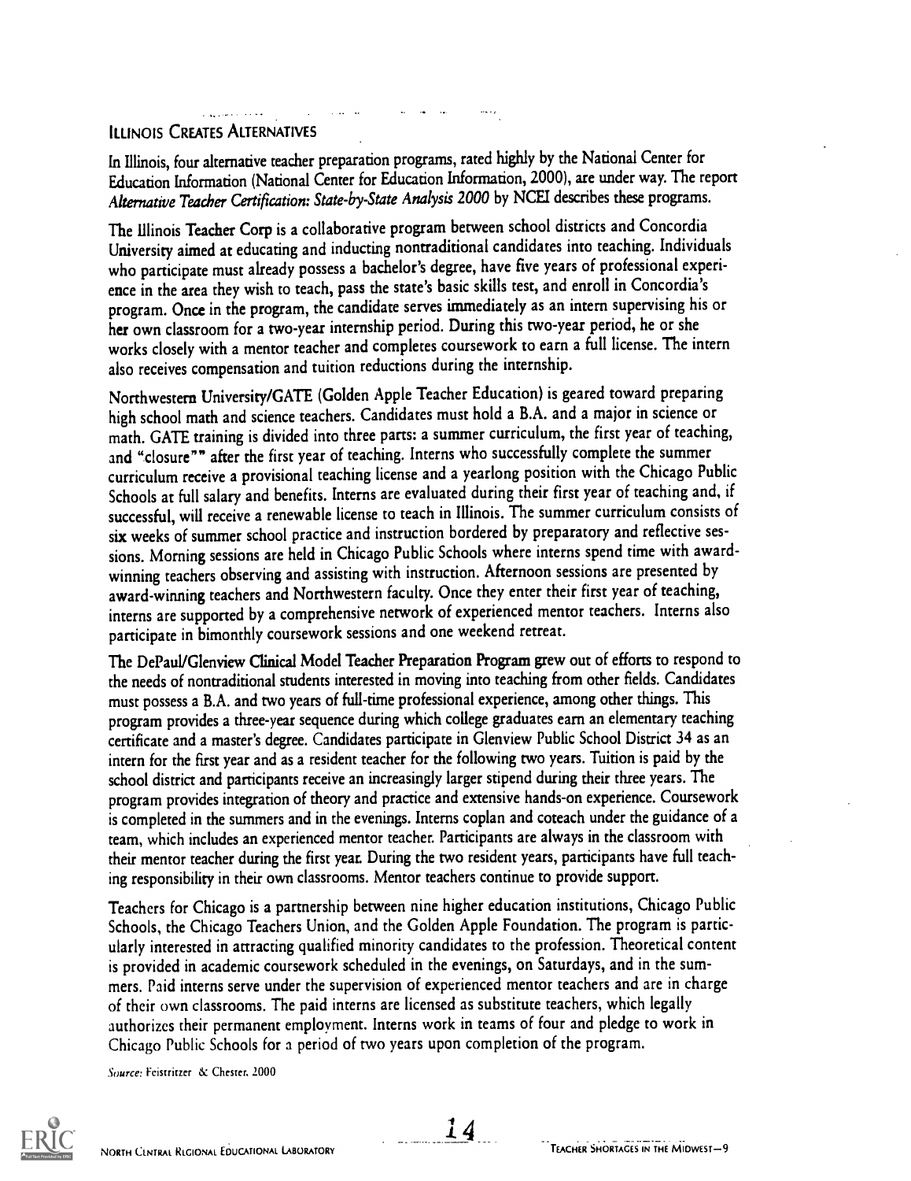## Illinois Creates Alternatives

In Illinois, four alternative teacher preparation programs, rated highly by the National Center for Education Information (National Center for Education Information, 2000), are under way. The report *Alternative Teacher Certification: State-by-State Analysis 2000* by NCEI describes these programs.

The Illinois Teacher Corp is a collaborative program between school districts and Concordia University aimed at educating and inducting nontraditional candidates into teaching. Individuals who participate must already possess a bachelor's degree, have five years of professional experience in the area they wish to teach, pass the state's basic skills test, and enroll in Concordia's program. Once in the program, the candidate serves immediately as an intern supervising his or her own classroom for a two-year internship period. During this two-year period, he or she works closely with a mentor teacher and completes coursework to earn a full license. The intern also receives compensation and tuition reductions during the internship.

Northwestern University/GATE (Golden Apple Teacher Education) is geared toward preparing high school math and science teachers. Candidates must hold a B.A. and a major in science or math. GATE training is divided into three parts: a summer curriculum, the first year of teaching, and "closure"" after the first year of teaching. Interns who successfully complete the summer curriculum receive a provisional teaching license and a yearlong position with the Chicago Public Schools at full salary and benefits. Interns are evaluated during their first year of teaching and, if successful, will receive a renewable license to teach in Illinois. The summer curriculum consists of six weeks of summer school practice and instruction bordered by preparatory and reflective sessions. Morning sessions are held in Chicago Public Schools where interns spend time with award-winning teachers observing and assisting with instruction. Afternoon sessions are presented by award-winning teachers and Northwestern faculty. Once they enter their first year of teaching, interns are supported by a comprehensive network of experienced mentor teachers. Interns also participate in bimonthly coursework sessions and one weekend retreat.

The DePaul/Glenview Clinical Model Teacher Preparation Program grew out of efforts to respond to the needs of nontraditional students interested in moving into teaching from other fields. Candidates must possess a B.A. and two years of full-time professional experience, among other things. This program provides a three-year sequence during which college graduates earn an elementary teaching certificate and a master's degree. Candidates participate in Glenview Public School District 34 as an intern for the first year and as a resident teacher for the following two years. Tuition is paid by the school district and participants receive an increasingly larger stipend during their three years. The program provides integration of theory and practice and extensive hands-on experience. Coursework is completed in the summers and in the evenings. Interns coplan and coteach under the guidance of a team, which includes an experienced mentor teacher. Participants are always in the classroom with their mentor teacher during the first year. During the two resident years, participants have full teaching responsibility in their own classrooms. Mentor teachers continue to provide support.

Teachers for Chicago is a partnership between nine higher education institutions, Chicago Public Schools, the Chicago Teachers Union, and the Golden Apple Foundation. The program is particularly interested in attracting qualified minority candidates to the profession. Theoretical content is provided in academic coursework scheduled in the evenings, on Saturdays, and in the summers. Paid interns serve under the supervision of experienced mentor teachers and are in charge of their own classrooms. The paid interns are licensed as substitute teachers, which legally authorizes their permanent employment. Interns work in teams of four and pledge to work in Chicago Public Schools for a period of two years upon completion of the program.

*Source:* Feistritzer & Chester, 2000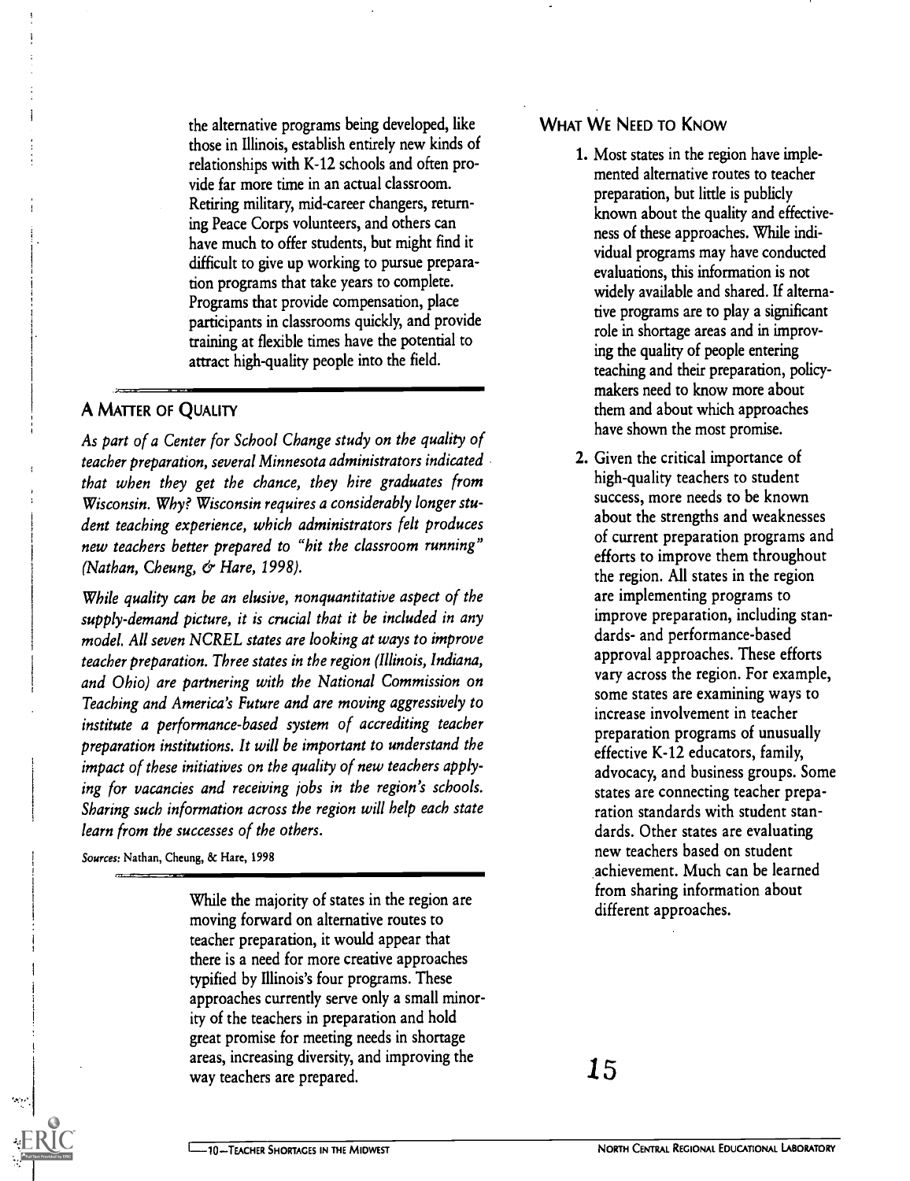the alternative programs being developed, like those in Illinois, establish entirely new kinds of relationships with K-12 schools and often provide far more time in an actual classroom. Retiring military, mid-career changers, returning Peace Corps volunteers, and others can have much to offer students, but might find it difficult to give up working to pursue preparation programs that take years to complete. Programs that provide compensation, place participants in classrooms quickly, and provide training at flexible times have the potential to attract high-quality people into the field.

## A Matter of Quality

*As part of a Center for School Change study on the quality of teacher preparation, several Minnesota administrators indicated that when they get the chance, they hire graduates from Wisconsin. Why? Wisconsin requires a considerably longer student teaching experience, which administrators felt produces new teachers better prepared to "hit the classroom running" (Nathan, Cheung, & Hare, 1998).*

*While quality can be an elusive, nonquantitative aspect of the supply-demand picture, it is crucial that it be included in any model. All seven NCREL states are looking at ways to improve teacher preparation. Three states in the region (Illinois, Indiana, and Ohio) are partnering with the National Commission on Teaching and America's Future and are moving aggressively to institute a performance-based system of accrediting teacher preparation institutions. It will be important to understand the impact of these initiatives on the quality of new teachers applying for vacancies and receiving jobs in the region's schools. Sharing such information across the region will help each state learn from the successes of the others.*

*Sources:* Nathan, Cheung, & Hare, 1998

While the majority of states in the region are moving forward on alternative routes to teacher preparation, it would appear that there is a need for more creative approaches typified by Illinois's four programs. These approaches currently serve only a small minority of the teachers in preparation and hold great promise for meeting needs in shortage areas, increasing diversity, and improving the way teachers are prepared.

## What We Need to Know

1. Most states in the region have implemented alternative routes to teacher preparation, but little is publicly known about the quality and effectiveness of these approaches. While individual programs may have conducted evaluations, this information is not widely available and shared. If alternative programs are to play a significant role in shortage areas and in improving the quality of people entering teaching and their preparation, policymakers need to know more about them and about which approaches have shown the most promise.
2. Given the critical importance of high-quality teachers to student success, more needs to be known about the strengths and weaknesses of current preparation programs and efforts to improve them throughout the region. All states in the region are implementing programs to improve preparation, including standards- and performance-based approval approaches. These efforts vary across the region. For example, some states are examining ways to increase involvement in teacher preparation programs of unusually effective K-12 educators, family, advocacy, and business groups. Some states are connecting teacher preparation standards with student standards. Other states are evaluating new teachers based on student achievement. Much can be learned from sharing information about different approaches.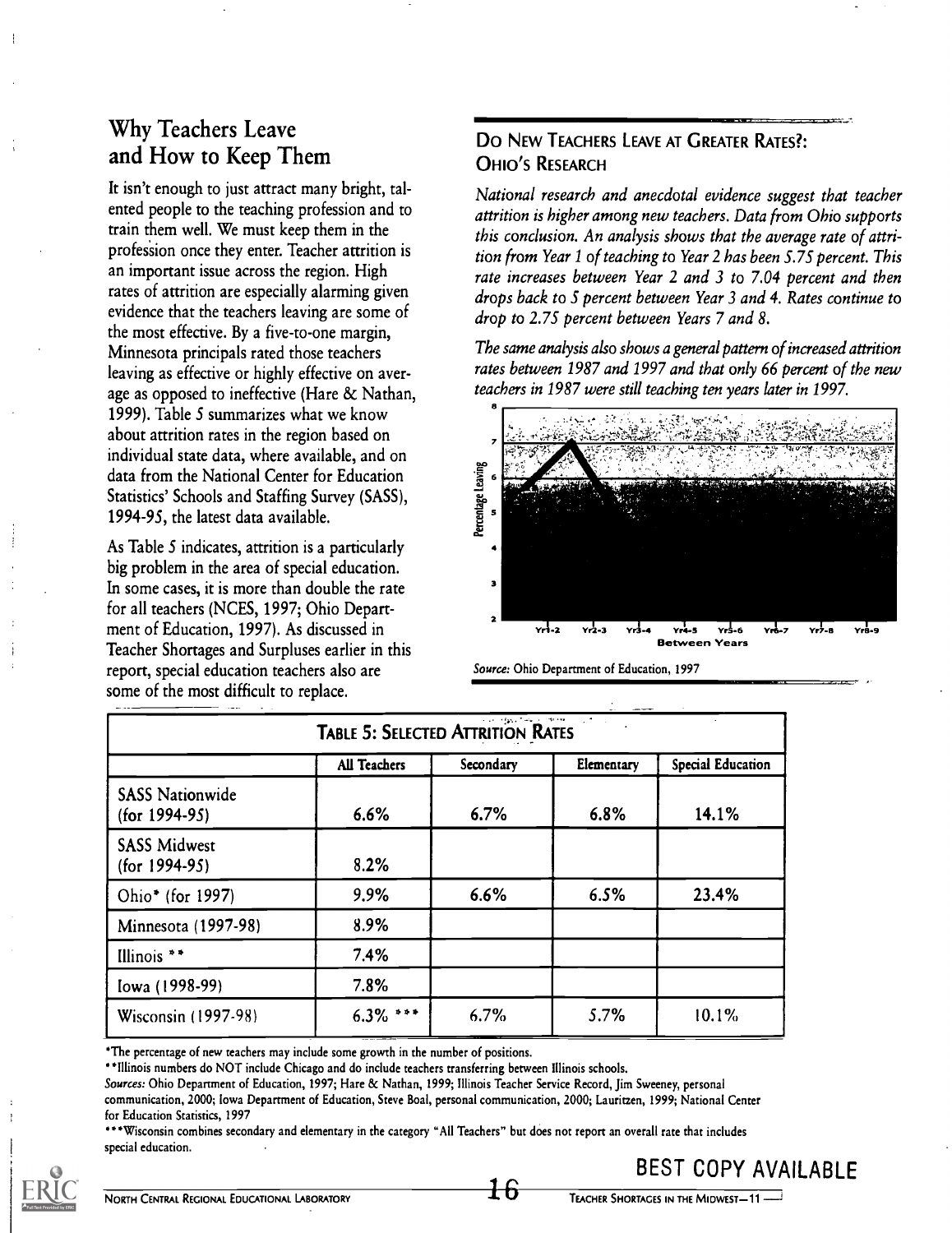## Why Teachers Leave and How to Keep Them

It isn't enough to just attract many bright, talented people to the teaching profession and to train them well. We must keep them in the profession once they enter. Teacher attrition is an important issue across the region. High rates of attrition are especially alarming given evidence that the teachers leaving are some of the most effective. By a five-to-one margin, Minnesota principals rated those teachers leaving as effective or highly effective on average as opposed to ineffective (Hare & Nathan, 1999). Table 5 summarizes what we know about attrition rates in the region based on individual state data, where available, and on data from the National Center for Education Statistics' Schools and Staffing Survey (SASS), 1994-95, the latest data available.

As Table 5 indicates, attrition is a particularly big problem in the area of special education. In some cases, it is more than double the rate for all teachers (NCES, 1997; Ohio Department of Education, 1997). As discussed in Teacher Shortages and Surpluses earlier in this report, special education teachers also are some of the most difficult to replace.

### Do New Teachers Leave at Greater Rates?: Ohio's Research

*National research and anecdotal evidence suggest that teacher attrition is higher among new teachers. Data from Ohio supports this conclusion. An analysis shows that the average rate of attrition from Year 1 of teaching to Year 2 has been 5.75 percent. This rate increases between Year 2 and 3 to 7.04 percent and then drops back to 5 percent between Year 3 and 4. Rates continue to drop to 2.75 percent between Years 7 and 8.*

*The same analysis also shows a general pattern of increased attrition rates between 1987 and 1997 and that only 66 percent of the new teachers in 1987 were still teaching ten years later in 1997.*

*Source:* Ohio Department of Education, 1997

| TABLE 5: SELECTED ATTRITION RATES | | | | |
|---|---|---|---|---|
| | All Teachers | Secondary | Elementary | Special Education |
| SASS Nationwide (for 1994-95) | 6.6% | 6.7% | 6.8% | 14.1% |
| SASS Midwest (for 1994-95) | 8.2% | | | |
| Ohio* (for 1997) | 9.9% | 6.6% | 6.5% | 23.4% |
| Minnesota (1997-98) | 8.9% | | | |
| Illinois ** | 7.4% | | | |
| Iowa (1998-99) | 7.8% | | | |
| Wisconsin (1997-98) | 6.3% *** | 6.7% | 5.7% | 10.1% |

*The percentage of new teachers may include some growth in the number of positions.

**Illinois numbers do NOT include Chicago and do include teachers transferring between Illinois schools.

*Sources:* Ohio Department of Education, 1997; Hare & Nathan, 1999; Illinois Teacher Service Record, Jim Sweeney, personal communication, 2000; Iowa Department of Education, Steve Boal, personal communication, 2000; Lauritzen, 1999; National Center for Education Statistics, 1997

***Wisconsin combines secondary and elementary in the category "All Teachers" but does not report an overall rate that includes special education.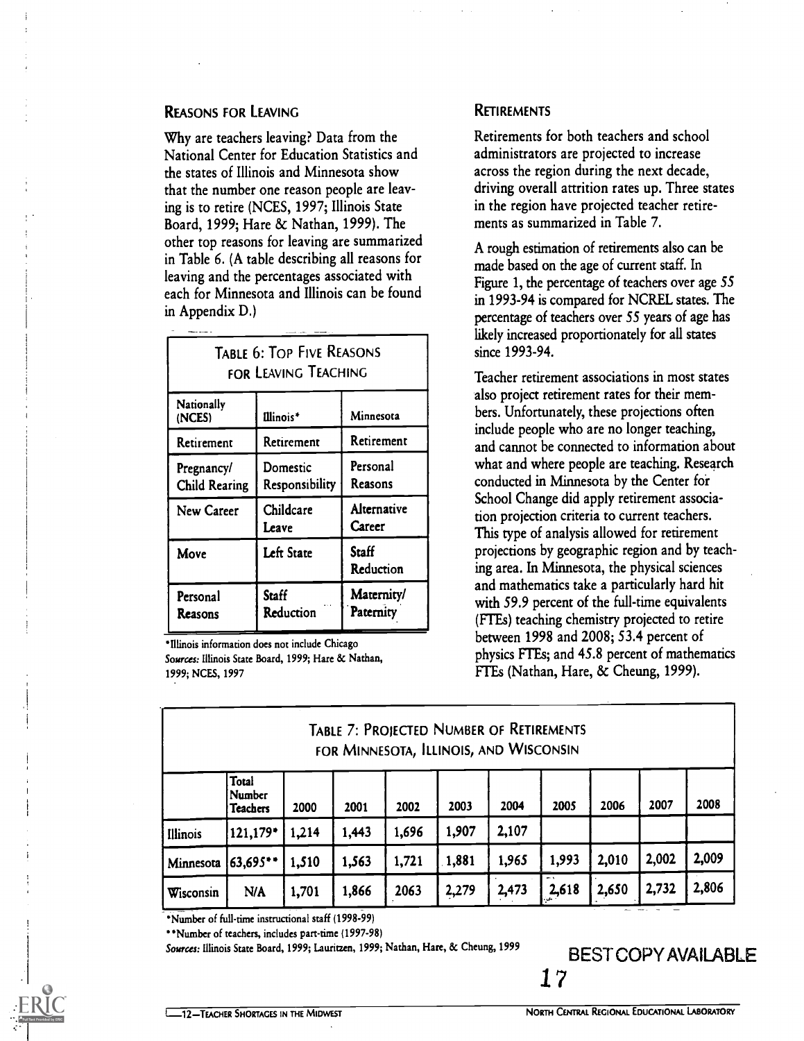## Reasons for Leaving

Why are teachers leaving? Data from the National Center for Education Statistics and the states of Illinois and Minnesota show that the number one reason people are leaving is to retire (NCES, 1997; Illinois State Board, 1999; Hare & Nathan, 1999). The other top reasons for leaving are summarized in Table 6. (A table describing all reasons for leaving and the percentages associated with each for Minnesota and Illinois can be found in Appendix D.)

**Table 6: Top Five Reasons for Leaving Teaching**

| Nationally (NCES) | Illinois* | Minnesota |
|---|---|---|
| Retirement | Retirement | Retirement |
| Pregnancy/ Child Rearing | Domestic Responsibility | Personal Reasons |
| New Career | Childcare Leave | Alternative Career |
| Move | Left State | Staff Reduction |
| Personal Reasons | Staff Reduction | Maternity/ Paternity |

*Illinois information does not include Chicago

*Sources:* Illinois State Board, 1999; Hare & Nathan, 1999; NCES, 1997

## Retirements

Retirements for both teachers and school administrators are projected to increase across the region during the next decade, driving overall attrition rates up. Three states in the region have projected teacher retirements as summarized in Table 7.

A rough estimation of retirements also can be made based on the age of current staff. In Figure 1, the percentage of teachers over age 55 in 1993-94 is compared for NCREL states. The percentage of teachers over 55 years of age has likely increased proportionately for all states since 1993-94.

Teacher retirement associations in most states also project retirement rates for their members. Unfortunately, these projections often include people who are no longer teaching, and cannot be connected to information about what and where people are teaching. Research conducted in Minnesota by the Center for School Change did apply retirement association projection criteria to current teachers. This type of analysis allowed for retirement projections by geographic region and by teaching area. In Minnesota, the physical sciences and mathematics take a particularly hard hit with 59.9 percent of the full-time equivalents (FTEs) teaching chemistry projected to retire between 1998 and 2008; 53.4 percent of physics FTEs; and 45.8 percent of mathematics FTEs (Nathan, Hare, & Cheung, 1999).

**Table 7: Projected Number of Retirements for Minnesota, Illinois, and Wisconsin**

| | Total Number Teachers | 2000 | 2001 | 2002 | 2003 | 2004 | 2005 | 2006 | 2007 | 2008 |
|---|---|---|---|---|---|---|---|---|---|---|
| Illinois | 121,179* | 1,214 | 1,443 | 1,696 | 1,907 | 2,107 | | | | |
| Minnesota | 63,695** | 1,510 | 1,563 | 1,721 | 1,881 | 1,965 | 1,993 | 2,010 | 2,002 | 2,009 |
| Wisconsin | N/A | 1,701 | 1,866 | 2063 | 2,279 | 2,473 | 2,618 | 2,650 | 2,732 | 2,806 |

*Number of full-time instructional staff (1998-99)

**Number of teachers, includes part-time (1997-98)

*Sources:* Illinois State Board, 1999; Lauritzen, 1999; Nathan, Hare, & Cheung, 1999

BEST COPY AVAILABLE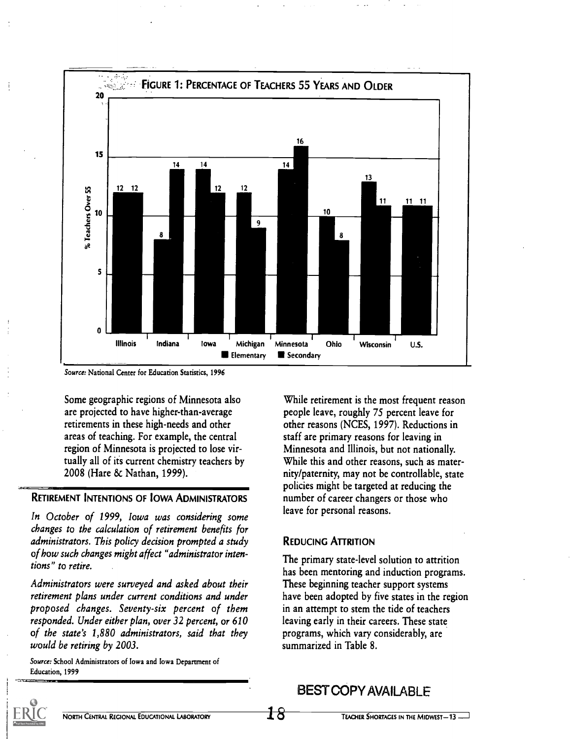**FIGURE 1: PERCENTAGE OF TEACHERS 55 YEARS AND OLDER**

| State | Elementary | Secondary |
|---|---|---|
| Illinois | 12 | 12 |
| Indiana | 8 | 14 |
| Iowa | 14 | 12 |
| Michigan | 12 | 9 |
| Minnesota | 14 | 16 |
| Ohio | 10 | 8 |
| Wisconsin | 13 | 11 |
| U.S. | 11 | 11 |

*Source:* National Center for Education Statistics, 1996

Some geographic regions of Minnesota also are projected to have higher-than-average retirements in these high-needs and other areas of teaching. For example, the central region of Minnesota is projected to lose virtually all of its current chemistry teachers by 2008 (Hare & Nathan, 1999).

### RETIREMENT INTENTIONS OF IOWA ADMINISTRATORS

*In October of 1999, Iowa was considering some changes to the calculation of retirement benefits for administrators. This policy decision prompted a study of how such changes might affect "administrator intentions" to retire.*

*Administrators were surveyed and asked about their retirement plans under current conditions and under proposed changes. Seventy-six percent of them responded. Under either plan, over 32 percent, or 610 of the state's 1,880 administrators, said that they would be retiring by 2003.*

*Source:* School Administrators of Iowa and Iowa Department of Education, 1999

While retirement is the most frequent reason people leave, roughly 75 percent leave for other reasons (NCES, 1997). Reductions in staff are primary reasons for leaving in Minnesota and Illinois, but not nationally. While this and other reasons, such as maternity/paternity, may not be controllable, state policies might be targeted at reducing the number of career changers or those who leave for personal reasons.

### REDUCING ATTRITION

The primary state-level solution to attrition has been mentoring and induction programs. These beginning teacher support systems have been adopted by five states in the region in an attempt to stem the tide of teachers leaving early in their careers. These state programs, which vary considerably, are summarized in Table 8.

BEST COPY AVAILABLE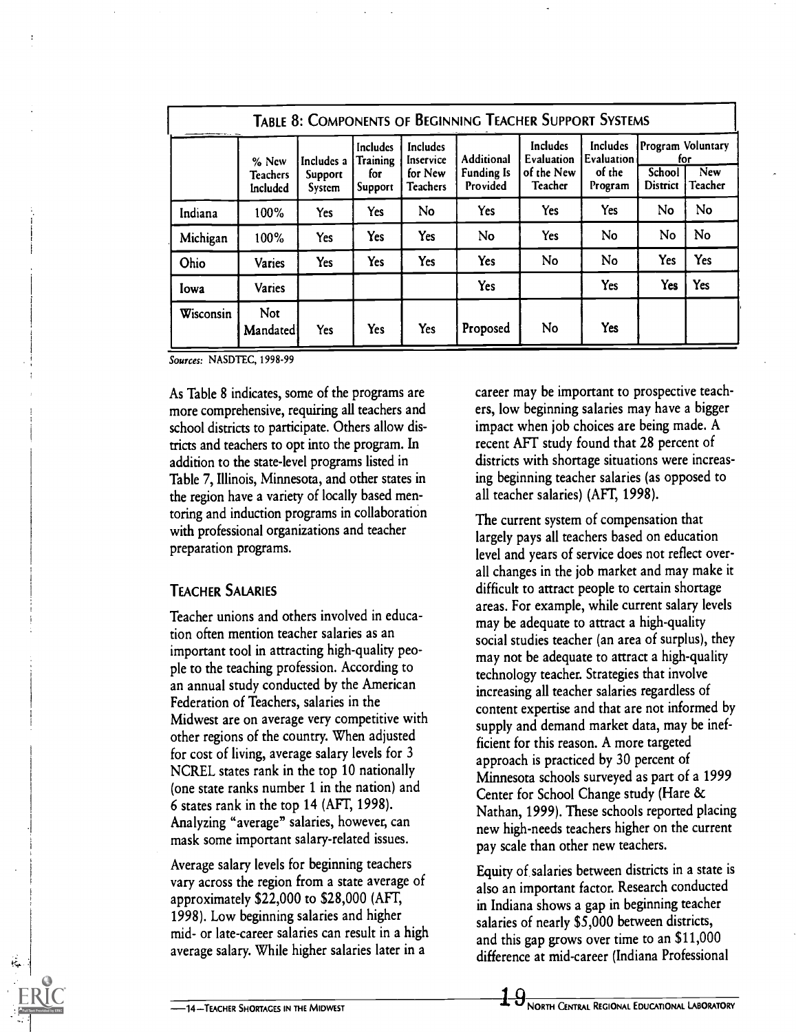| TABLE 8: COMPONENTS OF BEGINNING TEACHER SUPPORT SYSTEMS | | | | | | | | | |
|---|---|---|---|---|---|---|---|---|---|
| | % New Teachers Included | Includes a Support System | Includes Training for Support | Includes Inservice for New Teachers | Additional Funding Is Provided | Includes Evaluation of the New Teacher | Includes Evaluation of the Program | Program Voluntary for | |
| | | | | | | | | School District | New Teacher |
| Indiana | 100% | Yes | Yes | No | Yes | Yes | Yes | No | No |
| Michigan | 100% | Yes | Yes | Yes | No | Yes | No | No | No |
| Ohio | Varies | Yes | Yes | Yes | Yes | No | No | Yes | Yes |
| Iowa | Varies | | | | Yes | | Yes | Yes | Yes |
| Wisconsin | Not Mandated | Yes | Yes | Yes | Proposed | No | Yes | | |

*Sources:* NASDTEC, 1998-99

As Table 8 indicates, some of the programs are more comprehensive, requiring all teachers and school districts to participate. Others allow districts and teachers to opt into the program. In addition to the state-level programs listed in Table 7, Illinois, Minnesota, and other states in the region have a variety of locally based mentoring and induction programs in collaboration with professional organizations and teacher preparation programs.

## TEACHER SALARIES

Teacher unions and others involved in education often mention teacher salaries as an important tool in attracting high-quality people to the teaching profession. According to an annual study conducted by the American Federation of Teachers, salaries in the Midwest are on average very competitive with other regions of the country. When adjusted for cost of living, average salary levels for 3 NCREL states rank in the top 10 nationally (one state ranks number 1 in the nation) and 6 states rank in the top 14 (AFT, 1998). Analyzing "average" salaries, however, can mask some important salary-related issues.

Average salary levels for beginning teachers vary across the region from a state average of approximately $22,000 to $28,000 (AFT, 1998). Low beginning salaries and higher mid- or late-career salaries can result in a high average salary. While higher salaries later in a career may be important to prospective teachers, low beginning salaries may have a bigger impact when job choices are being made. A recent AFT study found that 28 percent of districts with shortage situations were increasing beginning teacher salaries (as opposed to all teacher salaries) (AFT, 1998).

The current system of compensation that largely pays all teachers based on education level and years of service does not reflect overall changes in the job market and may make it difficult to attract people to certain shortage areas. For example, while current salary levels may be adequate to attract a high-quality social studies teacher (an area of surplus), they may not be adequate to attract a high-quality technology teacher. Strategies that involve increasing all teacher salaries regardless of content expertise and that are not informed by supply and demand market data, may be inefficient for this reason. A more targeted approach is practiced by 30 percent of Minnesota schools surveyed as part of a 1999 Center for School Change study (Hare & Nathan, 1999). These schools reported placing new high-needs teachers higher on the current pay scale than other new teachers.

Equity of salaries between districts in a state is also an important factor. Research conducted in Indiana shows a gap in beginning teacher salaries of nearly $5,000 between districts, and this gap grows over time to an $11,000 difference at mid-career (Indiana Professional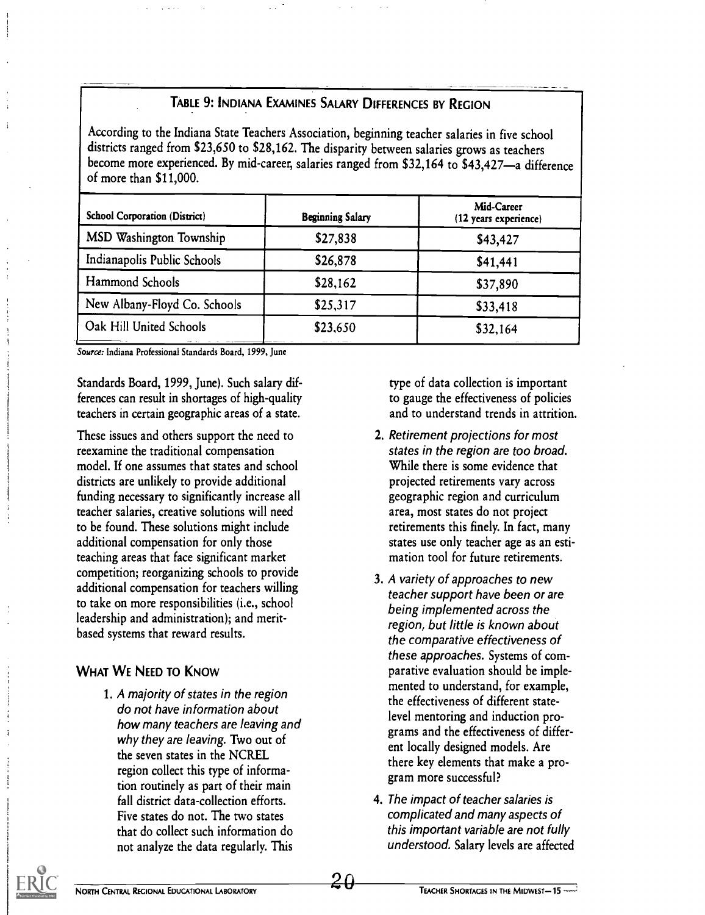**TABLE 9: INDIANA EXAMINES SALARY DIFFERENCES BY REGION**

According to the Indiana State Teachers Association, beginning teacher salaries in five school districts ranged from $23,650 to $28,162. The disparity between salaries grows as teachers become more experienced. By mid-career, salaries ranged from $32,164 to $43,427—a difference of more than $11,000.

| School Corporation (District) | Beginning Salary | Mid-Career (12 years experience) |
|---|---|---|
| MSD Washington Township | $27,838 | $43,427 |
| Indianapolis Public Schools | $26,878 | $41,441 |
| Hammond Schools | $28,162 | $37,890 |
| New Albany-Floyd Co. Schools | $25,317 | $33,418 |
| Oak Hill United Schools | $23,650 | $32,164 |

*Source:* Indiana Professional Standards Board, 1999, June

Standards Board, 1999, June). Such salary differences can result in shortages of high-quality teachers in certain geographic areas of a state.

These issues and others support the need to reexamine the traditional compensation model. If one assumes that states and school districts are unlikely to provide additional funding necessary to significantly increase all teacher salaries, creative solutions will need to be found. These solutions might include additional compensation for only those teaching areas that face significant market competition; reorganizing schools to provide additional compensation for teachers willing to take on more responsibilities (i.e., school leadership and administration); and merit-based systems that reward results.

## WHAT WE NEED TO KNOW

1. *A majority of states in the region do not have information about how many teachers are leaving and why they are leaving.* Two out of the seven states in the NCREL region collect this type of information routinely as part of their main fall district data-collection efforts. Five states do not. The two states that do collect such information do not analyze the data regularly. This type of data collection is important to gauge the effectiveness of policies and to understand trends in attrition.
2. *Retirement projections for most states in the region are too broad.* While there is some evidence that projected retirements vary across geographic region and curriculum area, most states do not project retirements this finely. In fact, many states use only teacher age as an estimation tool for future retirements.
3. *A variety of approaches to new teacher support have been or are being implemented across the region, but little is known about the comparative effectiveness of these approaches.* Systems of comparative evaluation should be implemented to understand, for example, the effectiveness of different state-level mentoring and induction programs and the effectiveness of different locally designed models. Are there key elements that make a program more successful?
4. *The impact of teacher salaries is complicated and many aspects of this important variable are not fully understood.* Salary levels are affected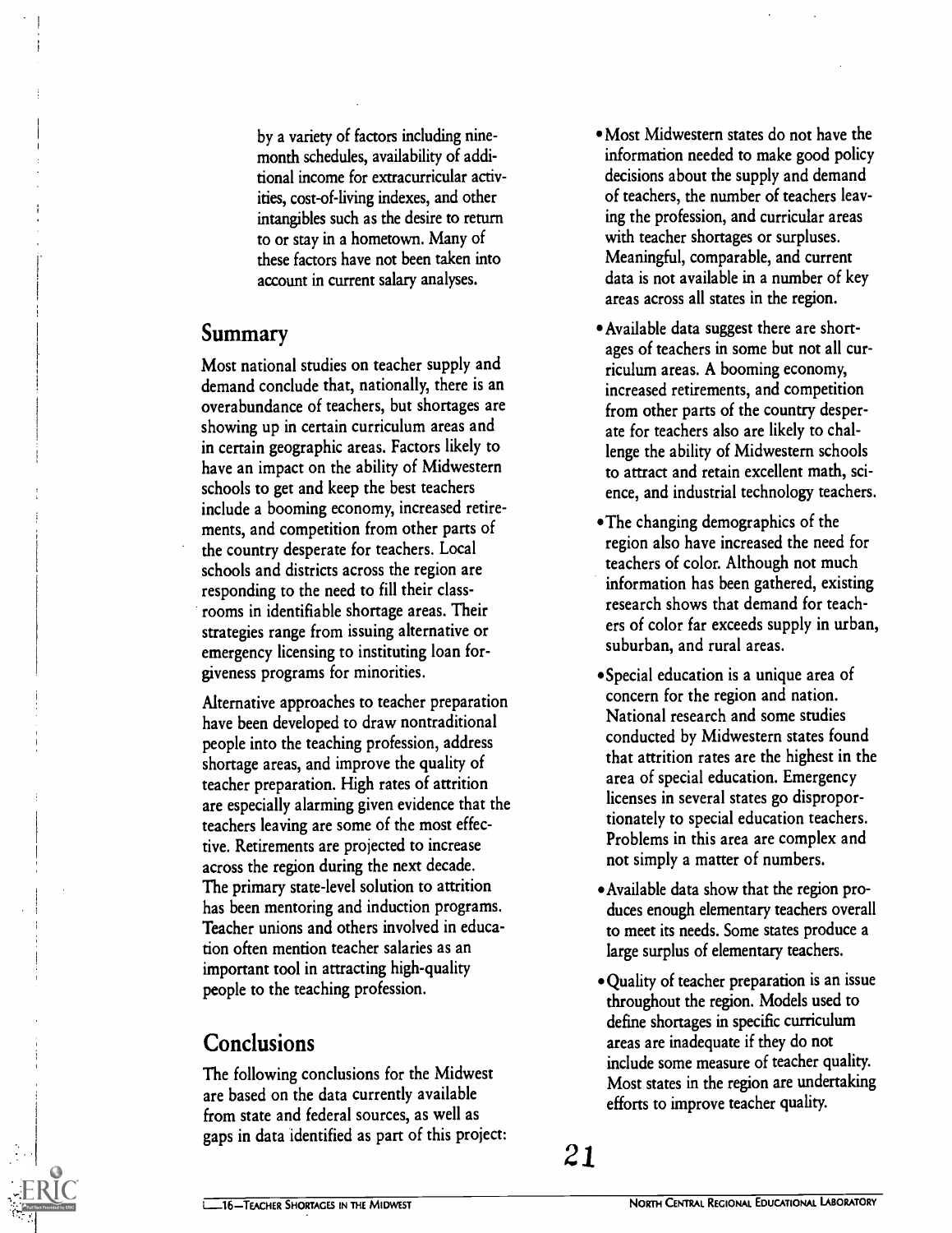by a variety of factors including nine-month schedules, availability of additional income for extracurricular activities, cost-of-living indexes, and other intangibles such as the desire to return to or stay in a hometown. Many of these factors have not been taken into account in current salary analyses.

## Summary

Most national studies on teacher supply and demand conclude that, nationally, there is an overabundance of teachers, but shortages are showing up in certain curriculum areas and in certain geographic areas. Factors likely to have an impact on the ability of Midwestern schools to get and keep the best teachers include a booming economy, increased retirements, and competition from other parts of the country desperate for teachers. Local schools and districts across the region are responding to the need to fill their classrooms in identifiable shortage areas. Their strategies range from issuing alternative or emergency licensing to instituting loan forgiveness programs for minorities.

Alternative approaches to teacher preparation have been developed to draw nontraditional people into the teaching profession, address shortage areas, and improve the quality of teacher preparation. High rates of attrition are especially alarming given evidence that the teachers leaving are some of the most effective. Retirements are projected to increase across the region during the next decade. The primary state-level solution to attrition has been mentoring and induction programs. Teacher unions and others involved in education often mention teacher salaries as an important tool in attracting high-quality people to the teaching profession.

## Conclusions

The following conclusions for the Midwest are based on the data currently available from state and federal sources, as well as gaps in data identified as part of this project:

- Most Midwestern states do not have the information needed to make good policy decisions about the supply and demand of teachers, the number of teachers leaving the profession, and curricular areas with teacher shortages or surpluses. Meaningful, comparable, and current data is not available in a number of key areas across all states in the region.
- Available data suggest there are shortages of teachers in some but not all curriculum areas. A booming economy, increased retirements, and competition from other parts of the country desperate for teachers also are likely to challenge the ability of Midwestern schools to attract and retain excellent math, science, and industrial technology teachers.
- The changing demographics of the region also have increased the need for teachers of color. Although not much information has been gathered, existing research shows that demand for teachers of color far exceeds supply in urban, suburban, and rural areas.
- Special education is a unique area of concern for the region and nation. National research and some studies conducted by Midwestern states found that attrition rates are the highest in the area of special education. Emergency licenses in several states go disproportionately to special education teachers. Problems in this area are complex and not simply a matter of numbers.
- Available data show that the region produces enough elementary teachers overall to meet its needs. Some states produce a large surplus of elementary teachers.
- Quality of teacher preparation is an issue throughout the region. Models used to define shortages in specific curriculum areas are inadequate if they do not include some measure of teacher quality. Most states in the region are undertaking efforts to improve teacher quality.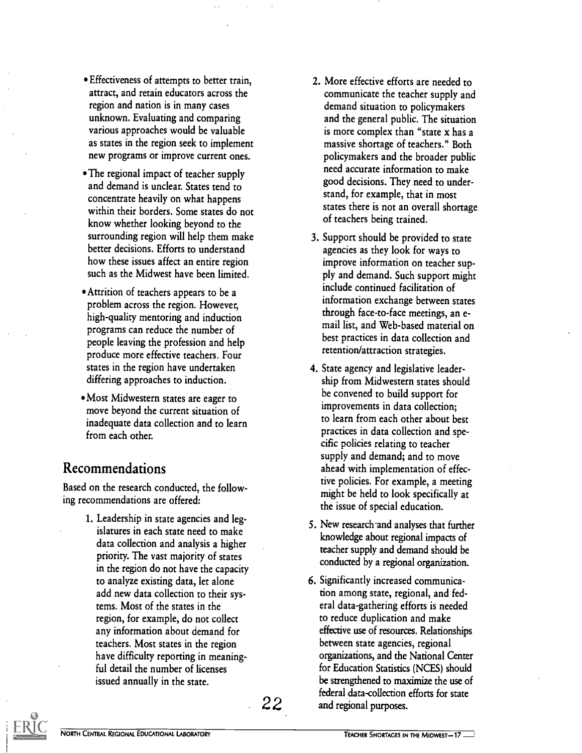- Effectiveness of attempts to better train, attract, and retain educators across the region and nation is in many cases unknown. Evaluating and comparing various approaches would be valuable as states in the region seek to implement new programs or improve current ones.
- The regional impact of teacher supply and demand is unclear. States tend to concentrate heavily on what happens within their borders. Some states do not know whether looking beyond to the surrounding region will help them make better decisions. Efforts to understand how these issues affect an entire region such as the Midwest have been limited.
- Attrition of teachers appears to be a problem across the region. However, high-quality mentoring and induction programs can reduce the number of people leaving the profession and help produce more effective teachers. Four states in the region have undertaken differing approaches to induction.
- Most Midwestern states are eager to move beyond the current situation of inadequate data collection and to learn from each other.

## Recommendations

Based on the research conducted, the following recommendations are offered:

1. Leadership in state agencies and legislatures in each state need to make data collection and analysis a higher priority. The vast majority of states in the region do not have the capacity to analyze existing data, let alone add new data collection to their systems. Most of the states in the region, for example, do not collect any information about demand for teachers. Most states in the region have difficulty reporting in meaningful detail the number of licenses issued annually in the state.
2. More effective efforts are needed to communicate the teacher supply and demand situation to policymakers and the general public. The situation is more complex than "state x has a massive shortage of teachers." Both policymakers and the broader public need accurate information to make good decisions. They need to understand, for example, that in most states there is not an overall shortage of teachers being trained.
3. Support should be provided to state agencies as they look for ways to improve information on teacher supply and demand. Such support might include continued facilitation of information exchange between states through face-to-face meetings, an e-mail list, and Web-based material on best practices in data collection and retention/attraction strategies.
4. State agency and legislative leadership from Midwestern states should be convened to build support for improvements in data collection; to learn from each other about best practices in data collection and specific policies relating to teacher supply and demand; and to move ahead with implementation of effective policies. For example, a meeting might be held to look specifically at the issue of special education.
5. New research and analyses that further knowledge about regional impacts of teacher supply and demand should be conducted by a regional organization.
6. Significantly increased communication among state, regional, and federal data-gathering efforts is needed to reduce duplication and make effective use of resources. Relationships between state agencies, regional organizations, and the National Center for Education Statistics (NCES) should be strengthened to maximize the use of federal data-collection efforts for state and regional purposes.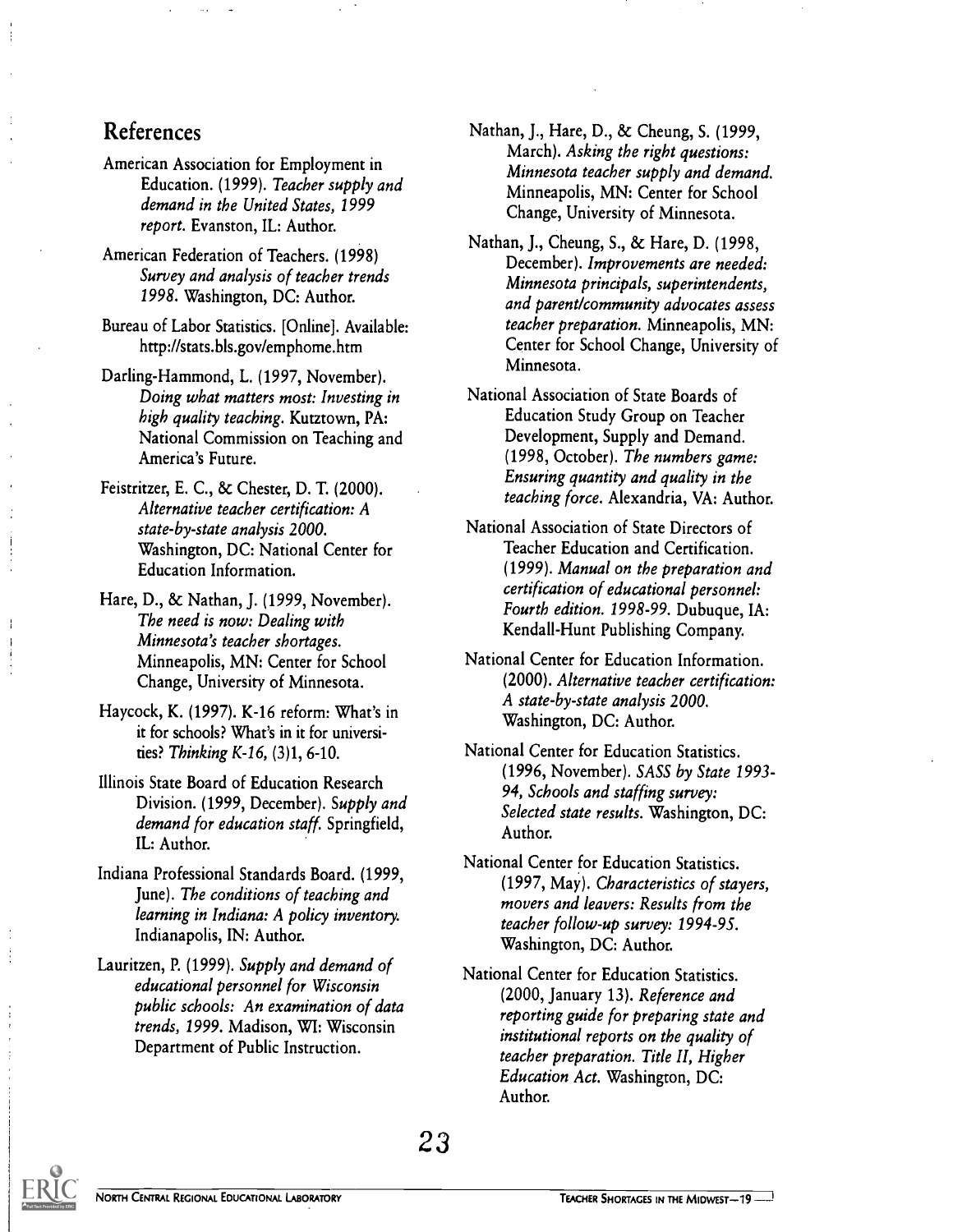## References

American Association for Employment in Education. (1999). *Teacher supply and demand in the United States, 1999 report*. Evanston, IL: Author.

American Federation of Teachers. (1998) *Survey and analysis of teacher trends 1998*. Washington, DC: Author.

Bureau of Labor Statistics. [Online]. Available: http://stats.bls.gov/emphome.htm

Darling-Hammond, L. (1997, November). *Doing what matters most: Investing in high quality teaching*. Kutztown, PA: National Commission on Teaching and America's Future.

Feistritzer, E. C., & Chester, D. T. (2000). *Alternative teacher certification: A state-by-state analysis 2000*. Washington, DC: National Center for Education Information.

Hare, D., & Nathan, J. (1999, November). *The need is now: Dealing with Minnesota's teacher shortages*. Minneapolis, MN: Center for School Change, University of Minnesota.

Haycock, K. (1997). K-16 reform: What's in it for schools? What's in it for universities? *Thinking K-16*, (3)1, 6-10.

Illinois State Board of Education Research Division. (1999, December). *Supply and demand for education staff*. Springfield, IL: Author.

Indiana Professional Standards Board. (1999, June). *The conditions of teaching and learning in Indiana: A policy inventory*. Indianapolis, IN: Author.

Lauritzen, P. (1999). *Supply and demand of educational personnel for Wisconsin public schools: An examination of data trends, 1999*. Madison, WI: Wisconsin Department of Public Instruction.

Nathan, J., Hare, D., & Cheung, S. (1999, March). *Asking the right questions: Minnesota teacher supply and demand*. Minneapolis, MN: Center for School Change, University of Minnesota.

Nathan, J., Cheung, S., & Hare, D. (1998, December). *Improvements are needed: Minnesota principals, superintendents, and parent/community advocates assess teacher preparation*. Minneapolis, MN: Center for School Change, University of Minnesota.

National Association of State Boards of Education Study Group on Teacher Development, Supply and Demand. (1998, October). *The numbers game: Ensuring quantity and quality in the teaching force*. Alexandria, VA: Author.

National Association of State Directors of Teacher Education and Certification. (1999). *Manual on the preparation and certification of educational personnel: Fourth edition. 1998-99*. Dubuque, IA: Kendall-Hunt Publishing Company.

National Center for Education Information. (2000). *Alternative teacher certification: A state-by-state analysis 2000*. Washington, DC: Author.

National Center for Education Statistics. (1996, November). *SASS by State 1993-94, Schools and staffing survey: Selected state results*. Washington, DC: Author.

National Center for Education Statistics. (1997, May). *Characteristics of stayers, movers and leavers: Results from the teacher follow-up survey: 1994-95*. Washington, DC: Author.

National Center for Education Statistics. (2000, January 13). *Reference and reporting guide for preparing state and institutional reports on the quality of teacher preparation. Title II, Higher Education Act*. Washington, DC: Author.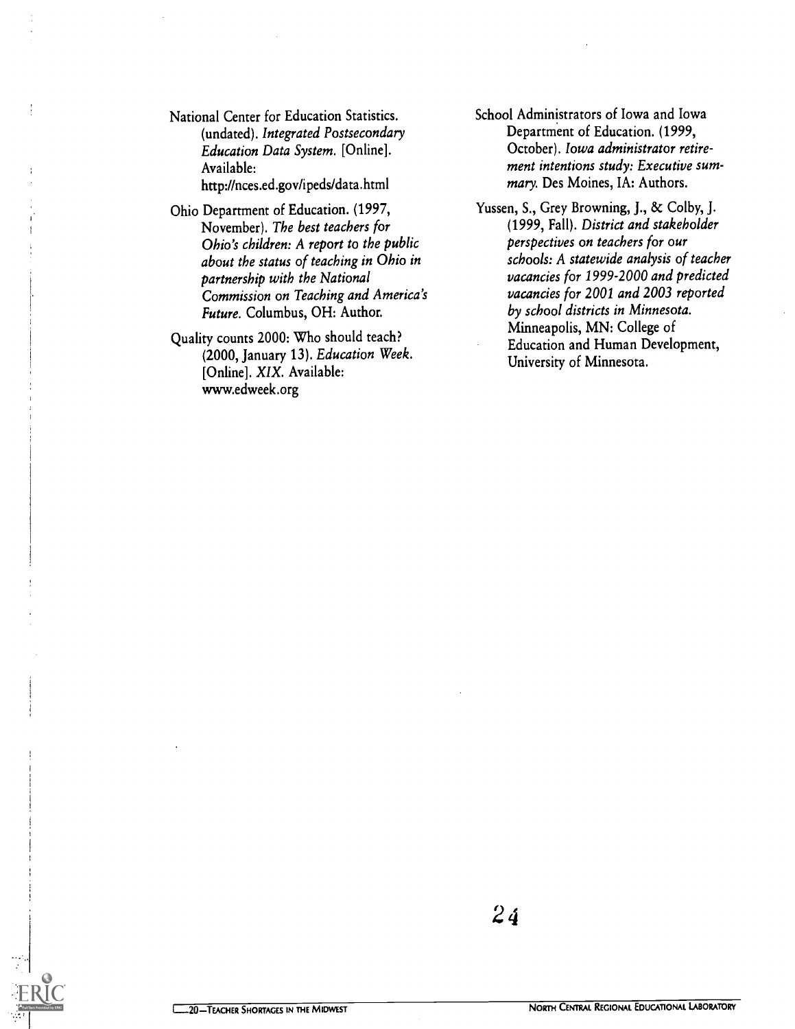National Center for Education Statistics. (undated). *Integrated Postsecondary Education Data System*. [Online]. Available: http://nces.ed.gov/ipeds/data.html

Ohio Department of Education. (1997, November). *The best teachers for Ohio's children: A report to the public about the status of teaching in Ohio in partnership with the National Commission on Teaching and America's Future*. Columbus, OH: Author.

Quality counts 2000: Who should teach? (2000, January 13). *Education Week*. [Online]. *XIX*. Available: www.edweek.org

School Administrators of Iowa and Iowa Department of Education. (1999, October). *Iowa administrator retirement intentions study: Executive summary.* Des Moines, IA: Authors.

Yussen, S., Grey Browning, J., & Colby, J. (1999, Fall). *District and stakeholder perspectives on teachers for our schools: A statewide analysis of teacher vacancies for 1999-2000 and predicted vacancies for 2001 and 2003 reported by school districts in Minnesota.* Minneapolis, MN: College of Education and Human Development, University of Minnesota.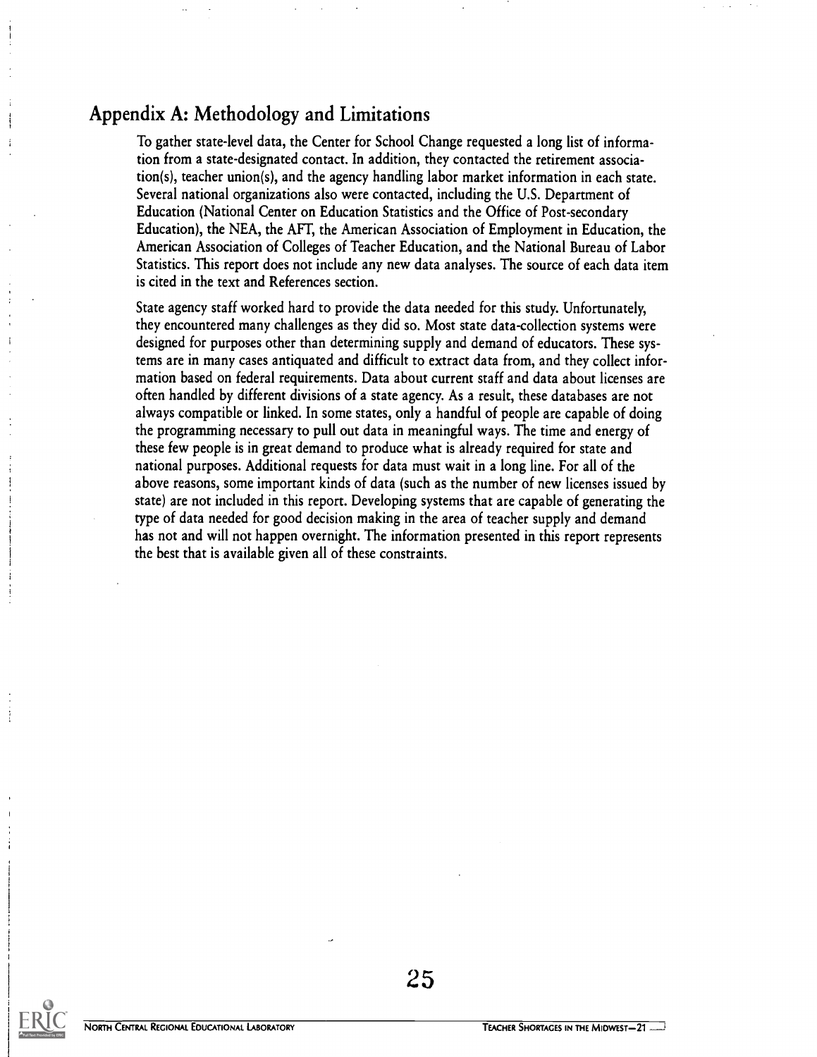## Appendix A: Methodology and Limitations

To gather state-level data, the Center for School Change requested a long list of information from a state-designated contact. In addition, they contacted the retirement association(s), teacher union(s), and the agency handling labor market information in each state. Several national organizations also were contacted, including the U.S. Department of Education (National Center on Education Statistics and the Office of Post-secondary Education), the NEA, the AFT, the American Association of Employment in Education, the American Association of Colleges of Teacher Education, and the National Bureau of Labor Statistics. This report does not include any new data analyses. The source of each data item is cited in the text and References section.

State agency staff worked hard to provide the data needed for this study. Unfortunately, they encountered many challenges as they did so. Most state data-collection systems were designed for purposes other than determining supply and demand of educators. These systems are in many cases antiquated and difficult to extract data from, and they collect information based on federal requirements. Data about current staff and data about licenses are often handled by different divisions of a state agency. As a result, these databases are not always compatible or linked. In some states, only a handful of people are capable of doing the programming necessary to pull out data in meaningful ways. The time and energy of these few people is in great demand to produce what is already required for state and national purposes. Additional requests for data must wait in a long line. For all of the above reasons, some important kinds of data (such as the number of new licenses issued by state) are not included in this report. Developing systems that are capable of generating the type of data needed for good decision making in the area of teacher supply and demand has not and will not happen overnight. The information presented in this report represents the best that is available given all of these constraints.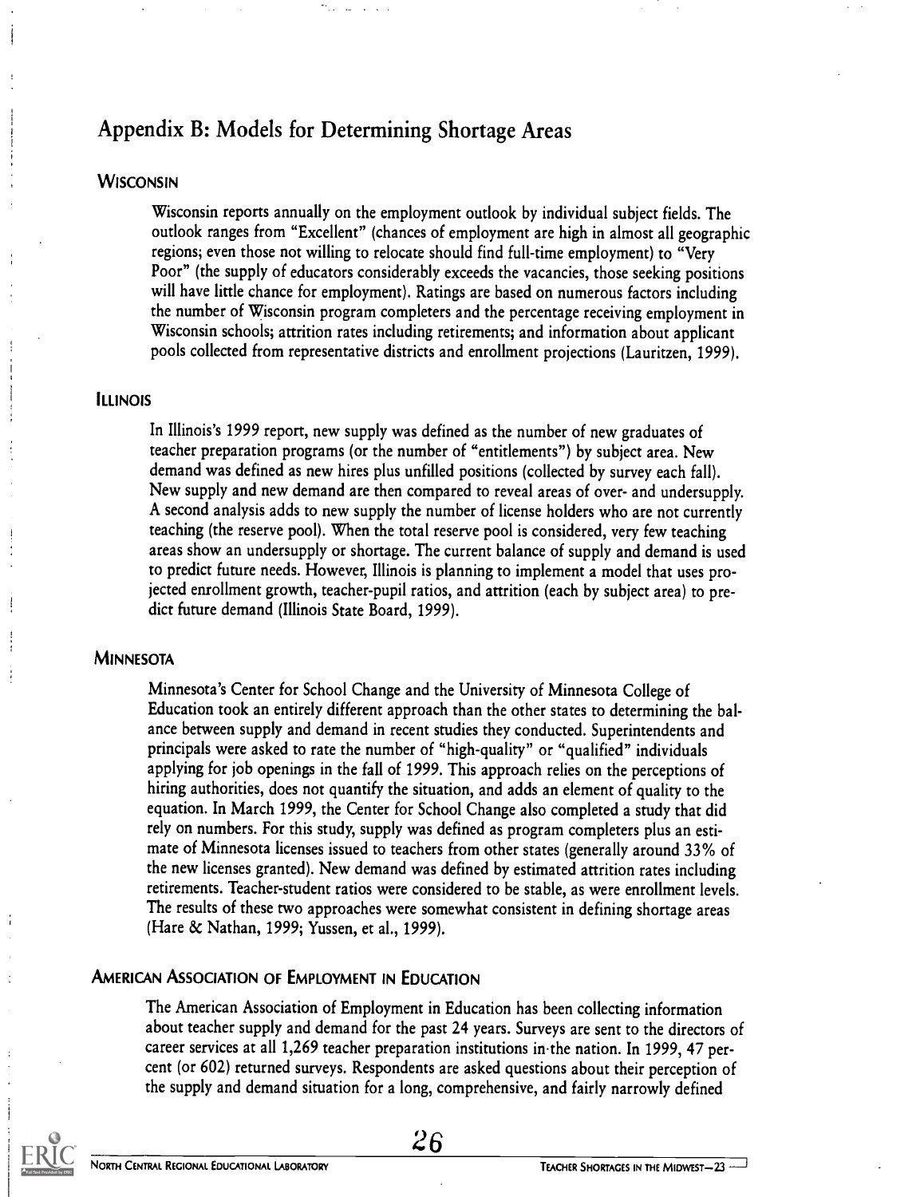## Appendix B: Models for Determining Shortage Areas

### Wisconsin

Wisconsin reports annually on the employment outlook by individual subject fields. The outlook ranges from "Excellent" (chances of employment are high in almost all geographic regions; even those not willing to relocate should find full-time employment) to "Very Poor" (the supply of educators considerably exceeds the vacancies, those seeking positions will have little chance for employment). Ratings are based on numerous factors including the number of Wisconsin program completers and the percentage receiving employment in Wisconsin schools; attrition rates including retirements; and information about applicant pools collected from representative districts and enrollment projections (Lauritzen, 1999).

### Illinois

In Illinois's 1999 report, new supply was defined as the number of new graduates of teacher preparation programs (or the number of "entitlements") by subject area. New demand was defined as new hires plus unfilled positions (collected by survey each fall). New supply and new demand are then compared to reveal areas of over- and undersupply. A second analysis adds to new supply the number of license holders who are not currently teaching (the reserve pool). When the total reserve pool is considered, very few teaching areas show an undersupply or shortage. The current balance of supply and demand is used to predict future needs. However, Illinois is planning to implement a model that uses projected enrollment growth, teacher-pupil ratios, and attrition (each by subject area) to predict future demand (Illinois State Board, 1999).

### Minnesota

Minnesota's Center for School Change and the University of Minnesota College of Education took an entirely different approach than the other states to determining the balance between supply and demand in recent studies they conducted. Superintendents and principals were asked to rate the number of "high-quality" or "qualified" individuals applying for job openings in the fall of 1999. This approach relies on the perceptions of hiring authorities, does not quantify the situation, and adds an element of quality to the equation. In March 1999, the Center for School Change also completed a study that did rely on numbers. For this study, supply was defined as program completers plus an estimate of Minnesota licenses issued to teachers from other states (generally around 33% of the new licenses granted). New demand was defined by estimated attrition rates including retirements. Teacher-student ratios were considered to be stable, as were enrollment levels. The results of these two approaches were somewhat consistent in defining shortage areas (Hare & Nathan, 1999; Yussen, et al., 1999).

### American Association of Employment in Education

The American Association of Employment in Education has been collecting information about teacher supply and demand for the past 24 years. Surveys are sent to the directors of career services at all 1,269 teacher preparation institutions in the nation. In 1999, 47 percent (or 602) returned surveys. Respondents are asked questions about their perception of the supply and demand situation for a long, comprehensive, and fairly narrowly defined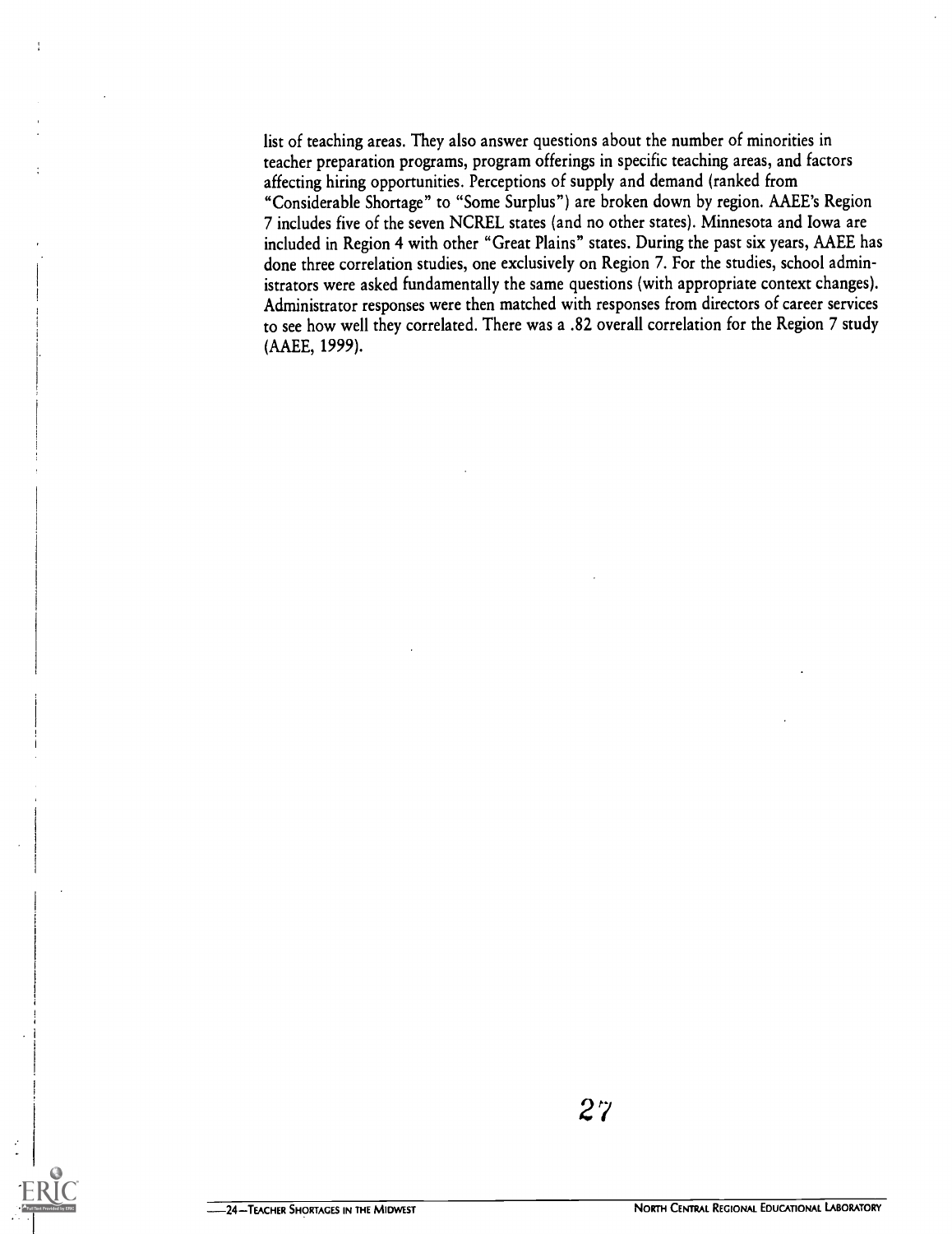list of teaching areas. They also answer questions about the number of minorities in teacher preparation programs, program offerings in specific teaching areas, and factors affecting hiring opportunities. Perceptions of supply and demand (ranked from "Considerable Shortage" to "Some Surplus") are broken down by region. AAEE's Region 7 includes five of the seven NCREL states (and no other states). Minnesota and Iowa are included in Region 4 with other "Great Plains" states. During the past six years, AAEE has done three correlation studies, one exclusively on Region 7. For the studies, school administrators were asked fundamentally the same questions (with appropriate context changes). Administrator responses were then matched with responses from directors of career services to see how well they correlated. There was a .82 overall correlation for the Region 7 study (AAEE, 1999).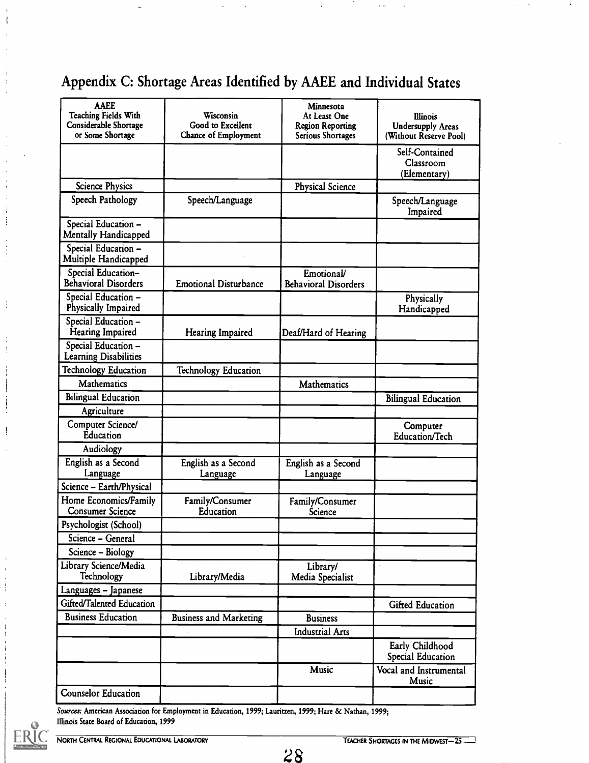# Appendix C: Shortage Areas Identified by AAEE and Individual States

| AAEE Teaching Fields With Considerable Shortage or Some Shortage | Wisconsin Good to Excellent Chance of Employment | Minnesota At Least One Region Reporting Serious Shortages | Illinois Undersupply Areas (Without Reserve Pool) |
|---|---|---|---|
| | | | Self-Contained Classroom (Elementary) |
| Science Physics | | Physical Science | |
| Speech Pathology | Speech/Language | | Speech/Language Impaired |
| Special Education – Mentally Handicapped | | | |
| Special Education – Multiple Handicapped | | | |
| Special Education– Behavioral Disorders | Emotional Disturbance | Emotional/ Behavioral Disorders | |
| Special Education – Physically Impaired | | | Physically Handicapped |
| Special Education – Hearing Impaired | Hearing Impaired | Deaf/Hard of Hearing | |
| Special Education – Learning Disabilities | | | |
| Technology Education | Technology Education | | |
| Mathematics | | Mathematics | |
| Bilingual Education | | | Bilingual Education |
| Agriculture | | | |
| Computer Science/ Education | | | Computer Education/Tech |
| Audiology | | | |
| English as a Second Language | English as a Second Language | English as a Second Language | |
| Science – Earth/Physical | | | |
| Home Economics/Family Consumer Science | Family/Consumer Education | Family/Consumer Science | |
| Psychologist (School) | | | |
| Science – General | | | |
| Science – Biology | | | |
| Library Science/Media Technology | Library/Media | Library/ Media Specialist | |
| Languages – Japanese | | | |
| Gifted/Talented Education | | | Gifted Education |
| Business Education | Business and Marketing | Business | |
| | | Industrial Arts | |
| | | | Early Childhood Special Education |
| | | Music | Vocal and Instrumental Music |
| Counselor Education | | | |

*Sources:* American Association for Employment in Education, 1999; Lauritzen, 1999; Hare & Nathan, 1999; Illinois State Board of Education, 1999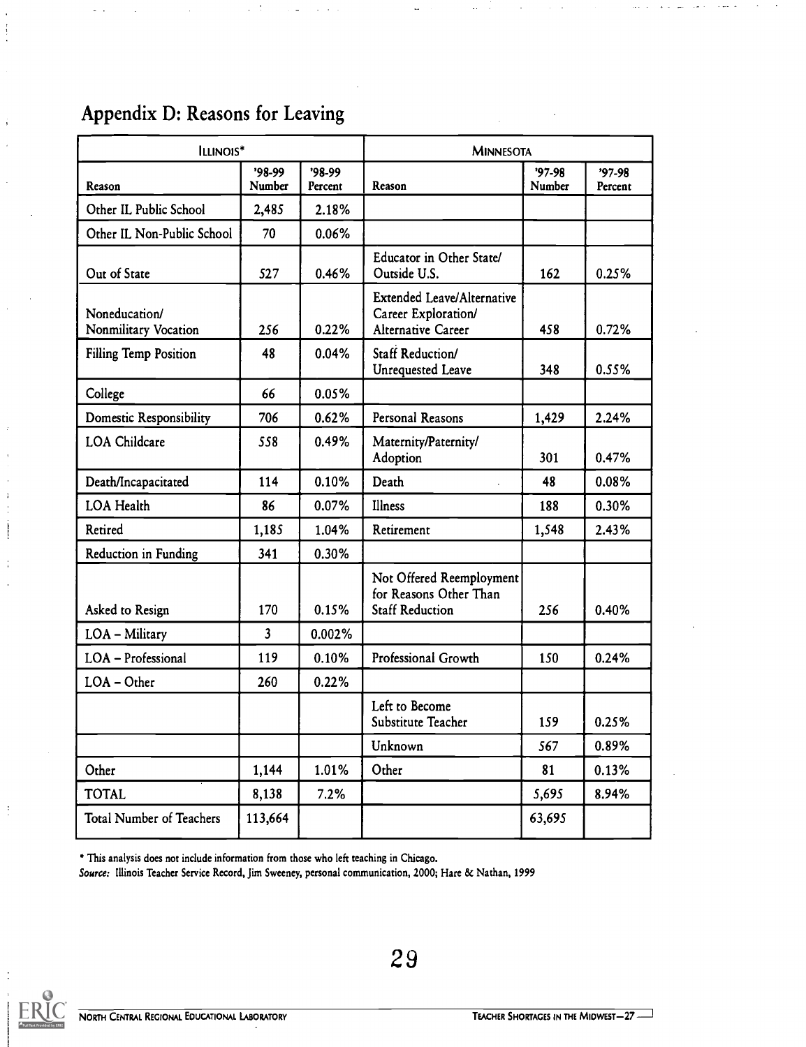## Appendix D: Reasons for Leaving

| Illinois* | | | Minnesota | | |
|---|---|---|---|---|---|
| Reason | '98-99 Number | '98-99 Percent | Reason | '97-98 Number | '97-98 Percent |
| Other IL Public School | 2,485 | 2.18% | | | |
| Other IL Non-Public School | 70 | 0.06% | | | |
| Out of State | 527 | 0.46% | Educator in Other State/ Outside U.S. | 162 | 0.25% |
| Noneducation/ Nonmilitary Vocation | 256 | 0.22% | Extended Leave/Alternative Career Exploration/ Alternative Career | 458 | 0.72% |
| Filling Temp Position | 48 | 0.04% | Staff Reduction/ Unrequested Leave | 348 | 0.55% |
| College | 66 | 0.05% | | | |
| Domestic Responsibility | 706 | 0.62% | Personal Reasons | 1,429 | 2.24% |
| LOA Childcare | 558 | 0.49% | Maternity/Paternity/ Adoption | 301 | 0.47% |
| Death/Incapacitated | 114 | 0.10% | Death | 48 | 0.08% |
| LOA Health | 86 | 0.07% | Illness | 188 | 0.30% |
| Retired | 1,185 | 1.04% | Retirement | 1,548 | 2.43% |
| Reduction in Funding | 341 | 0.30% | | | |
| Asked to Resign | 170 | 0.15% | Not Offered Reemployment for Reasons Other Than Staff Reduction | 256 | 0.40% |
| LOA – Military | 3 | 0.002% | | | |
| LOA – Professional | 119 | 0.10% | Professional Growth | 150 | 0.24% |
| LOA – Other | 260 | 0.22% | | | |
| | | | Left to Become Substitute Teacher | 159 | 0.25% |
| | | | Unknown | 567 | 0.89% |
| Other | 1,144 | 1.01% | Other | 81 | 0.13% |
| TOTAL | 8,138 | 7.2% | | 5,695 | 8.94% |
| Total Number of Teachers | 113,664 | | | 63,695 | |

* This analysis does not include information from those who left teaching in Chicago.

*Source:* Illinois Teacher Service Record, Jim Sweeney, personal communication, 2000; Hare & Nathan, 1999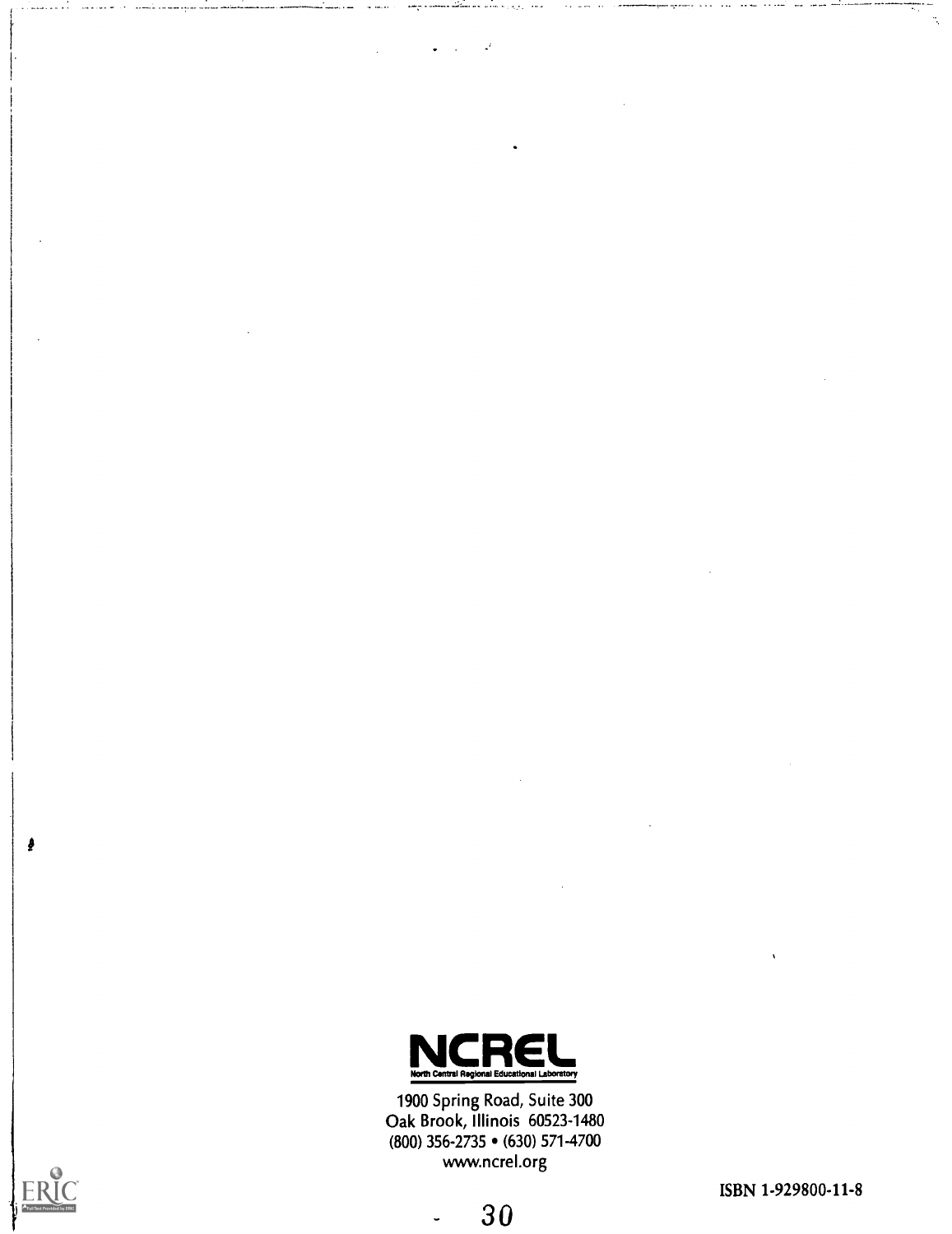**NCREL**
North Central Regional Educational Laboratory

1900 Spring Road, Suite 300
Oak Brook, Illinois 60523-1480
(800) 356-2735 • (630) 571-4700
www.ncrel.org

ISBN 1-929800-11-8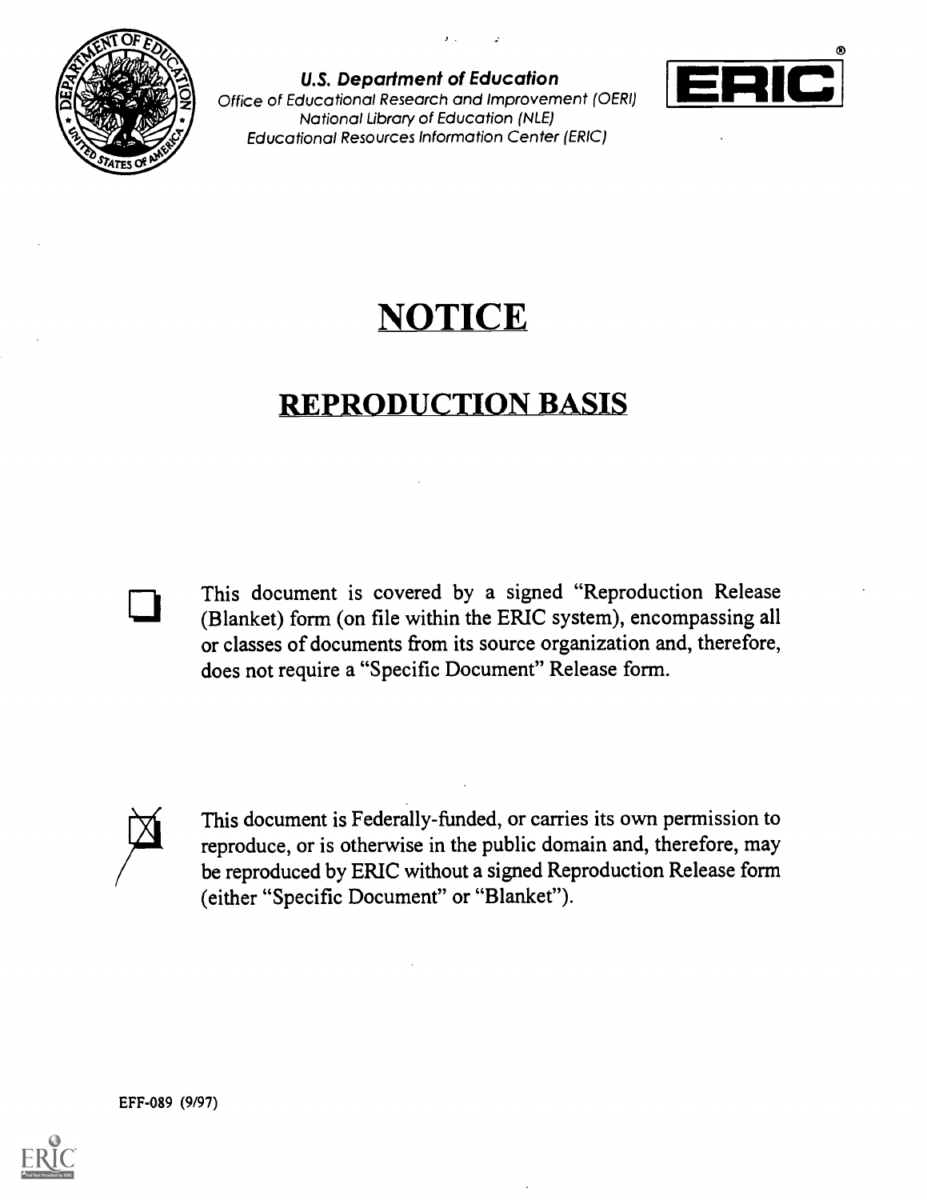**U.S. Department of Education**
*Office of Educational Research and Improvement (OERI)*
*National Library of Education (NLE)*
*Educational Resources Information Center (ERIC)*

# NOTICE

## REPRODUCTION BASIS

☐ This document is covered by a signed "Reproduction Release (Blanket) form (on file within the ERIC system), encompassing all or classes of documents from its source organization and, therefore, does not require a "Specific Document" Release form.

☒ This document is Federally-funded, or carries its own permission to reproduce, or is otherwise in the public domain and, therefore, may be reproduced by ERIC without a signed Reproduction Release form (either "Specific Document" or "Blanket").

EFF-089 (9/97)